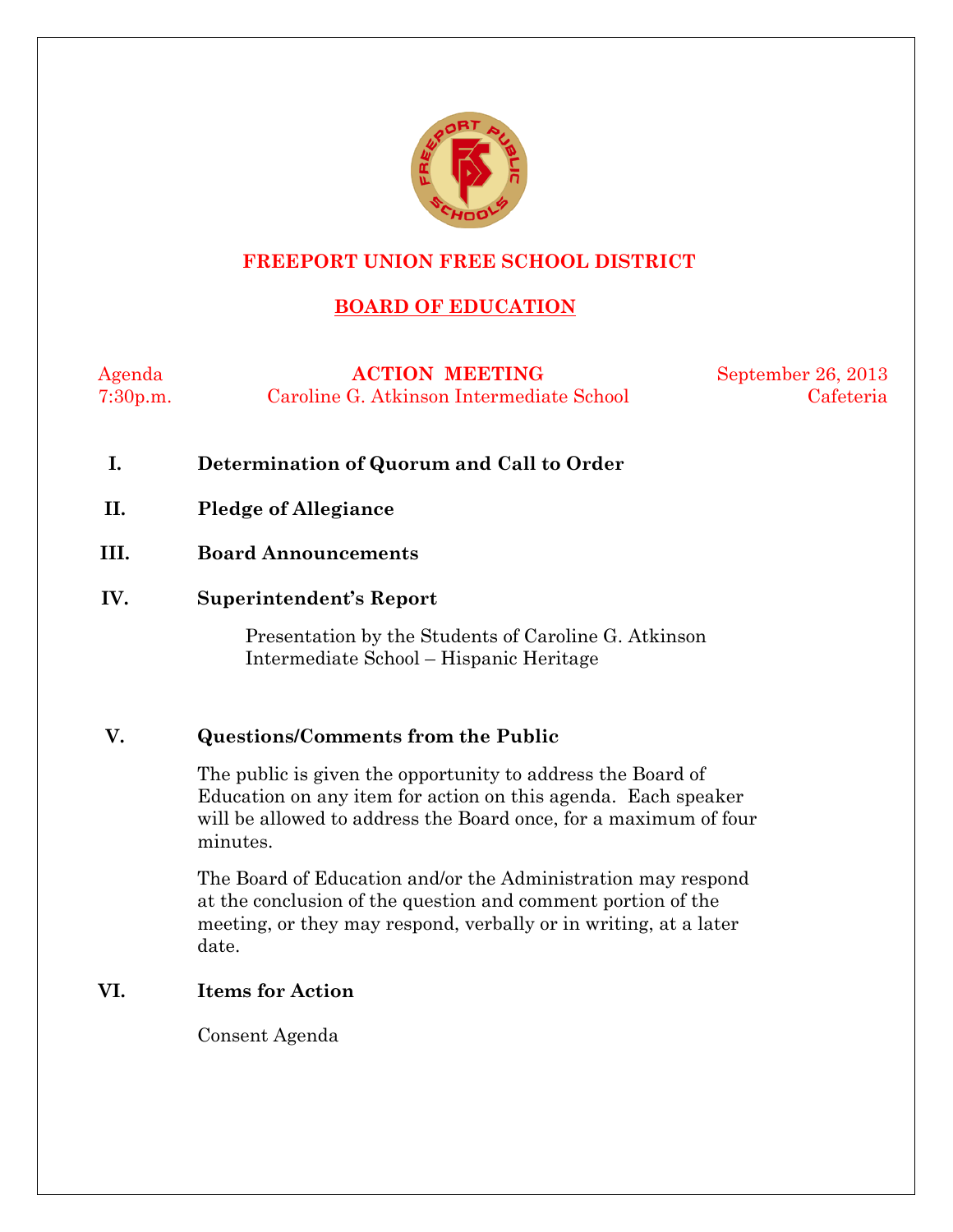# FREEPORT UNION FREE SCHOOL DISTRICT

## BOARD OF EDUCATION

Agenda 7:30p.m.

**ACTION MEETING**
Caroline G. Atkinson Intermediate School

September 26, 2013
Cafeteria

**I. Determination of Quorum and Call to Order**

**II. Pledge of Allegiance**

**III. Board Announcements**

**IV. Superintendent's Report**

Presentation by the Students of Caroline G. Atkinson Intermediate School – Hispanic Heritage

**V. Questions/Comments from the Public**

The public is given the opportunity to address the Board of Education on any item for action on this agenda. Each speaker will be allowed to address the Board once, for a maximum of four minutes.

The Board of Education and/or the Administration may respond at the conclusion of the question and comment portion of the meeting, or they may respond, verbally or in writing, at a later date.

**VI. Items for Action**

Consent Agenda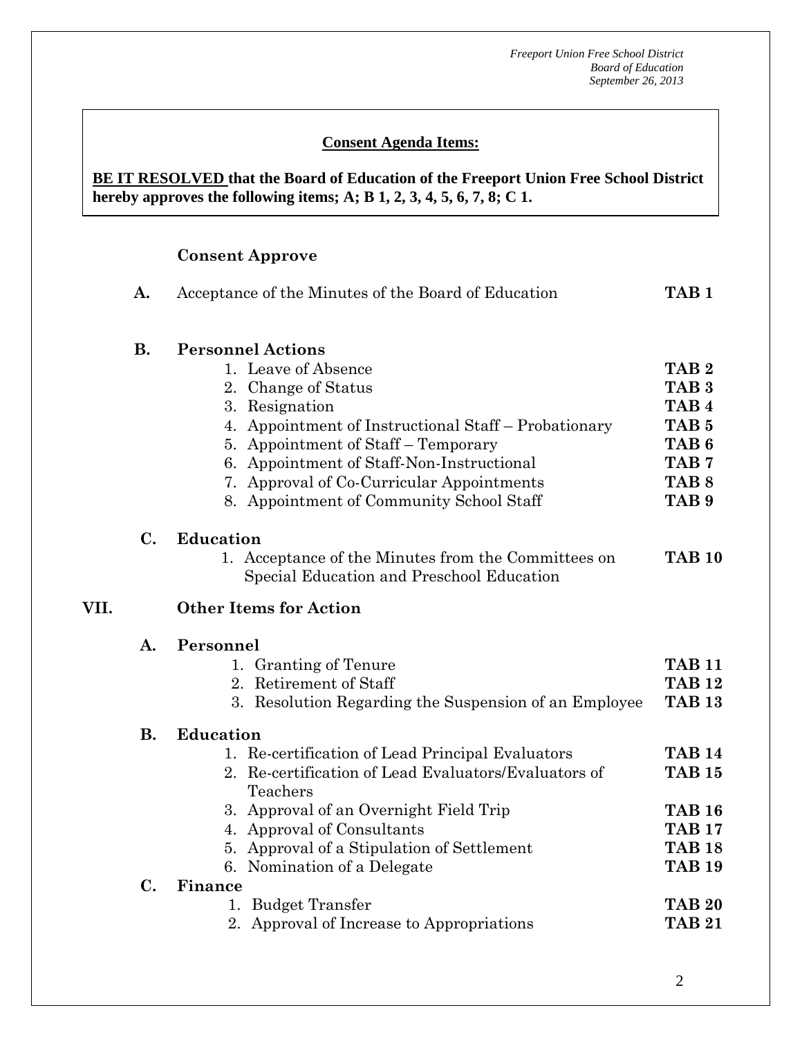**Consent Agenda Items:**

**BE IT RESOLVED that the Board of Education of the Freeport Union Free School District hereby approves the following items; A; B 1, 2, 3, 4, 5, 6, 7, 8; C 1.**

**Consent Approve**

**A.** Acceptance of the Minutes of the Board of Education **TAB 1**

**B. Personnel Actions**

1. Leave of Absence **TAB 2**
2. Change of Status **TAB 3**
3. Resignation **TAB 4**
4. Appointment of Instructional Staff – Probationary **TAB 5**
5. Appointment of Staff – Temporary **TAB 6**
6. Appointment of Staff-Non-Instructional **TAB 7**
7. Approval of Co-Curricular Appointments **TAB 8**
8. Appointment of Community School Staff **TAB 9**

**C. Education**

1. Acceptance of the Minutes from the Committees on Special Education and Preschool Education **TAB 10**

## VII. Other Items for Action

**A. Personnel**

1. Granting of Tenure **TAB 11**
2. Retirement of Staff **TAB 12**
3. Resolution Regarding the Suspension of an Employee **TAB 13**

**B. Education**

1. Re-certification of Lead Principal Evaluators **TAB 14**
2. Re-certification of Lead Evaluators/Evaluators of Teachers **TAB 15**
3. Approval of an Overnight Field Trip **TAB 16**
4. Approval of Consultants **TAB 17**
5. Approval of a Stipulation of Settlement **TAB 18**
6. Nomination of a Delegate **TAB 19**

**C. Finance**

1. Budget Transfer **TAB 20**
2. Approval of Increase to Appropriations **TAB 21**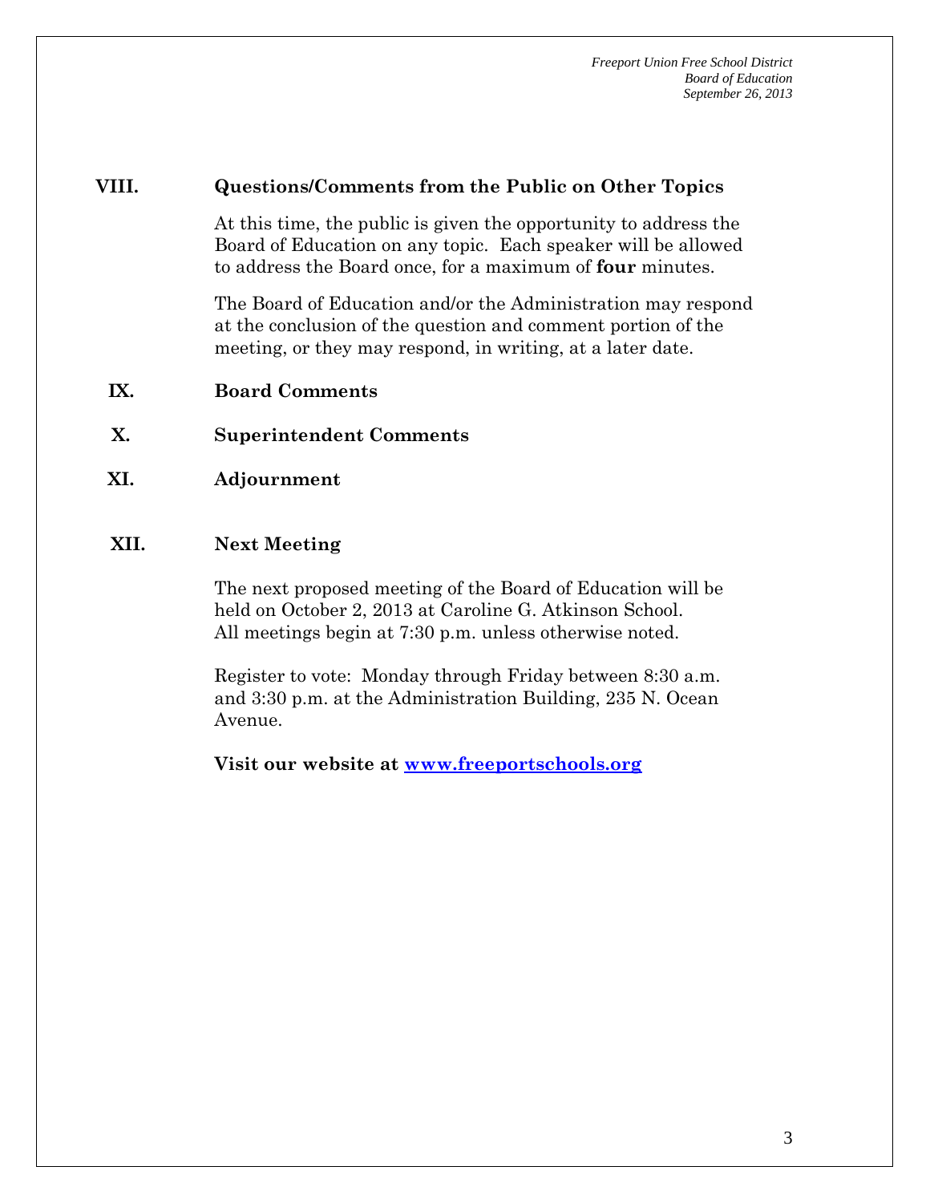## VIII. Questions/Comments from the Public on Other Topics

At this time, the public is given the opportunity to address the Board of Education on any topic. Each speaker will be allowed to address the Board once, for a maximum of **four** minutes.

The Board of Education and/or the Administration may respond at the conclusion of the question and comment portion of the meeting, or they may respond, in writing, at a later date.

## IX. Board Comments

## X. Superintendent Comments

## XI. Adjournment

## XII. Next Meeting

The next proposed meeting of the Board of Education will be held on October 2, 2013 at Caroline G. Atkinson School. All meetings begin at 7:30 p.m. unless otherwise noted.

Register to vote: Monday through Friday between 8:30 a.m. and 3:30 p.m. at the Administration Building, 235 N. Ocean Avenue.

**Visit our website at [www.freeportschools.org](http://www.freeportschools.org)**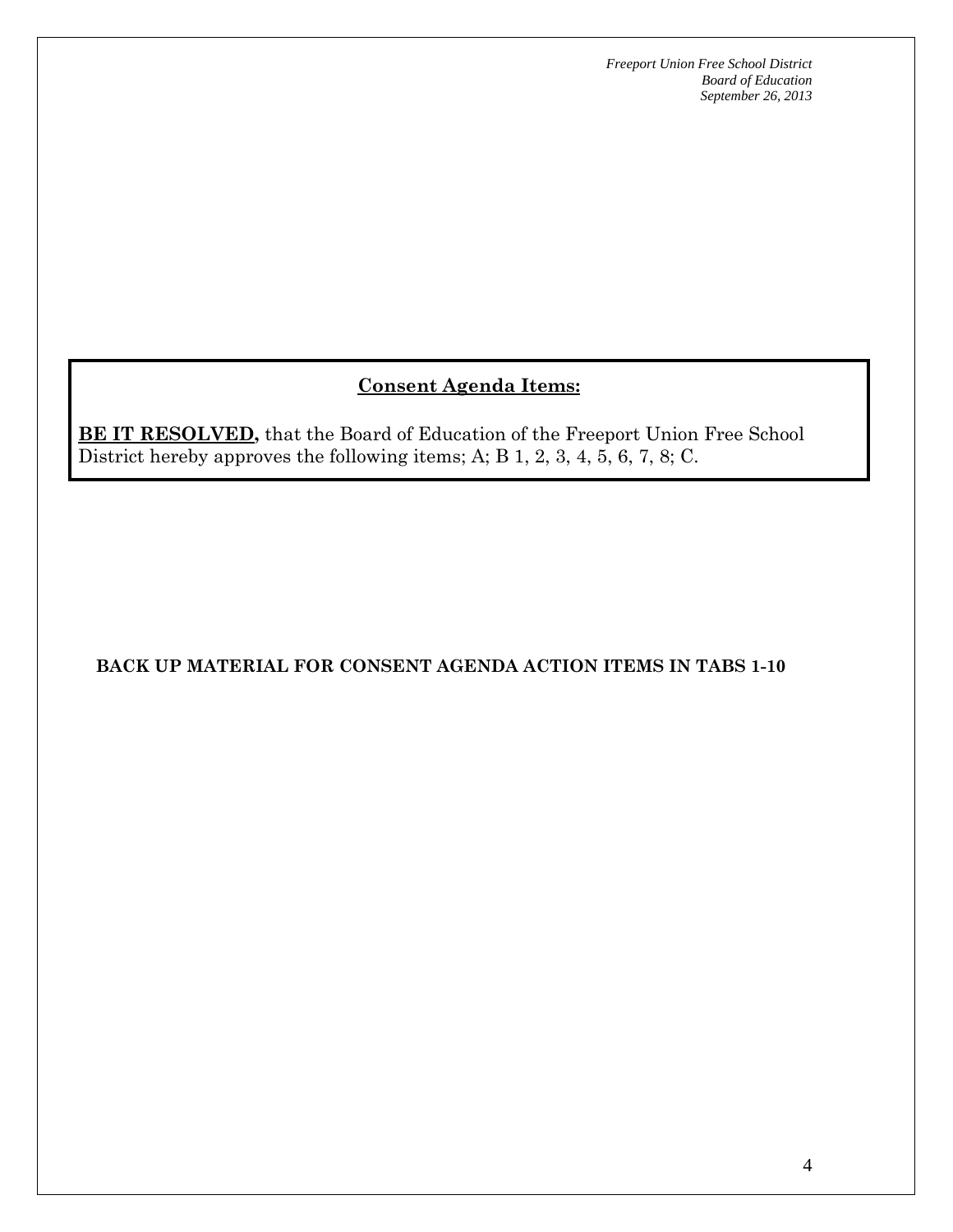## Consent Agenda Items:

**BE IT RESOLVED,** that the Board of Education of the Freeport Union Free School District hereby approves the following items; A; B 1, 2, 3, 4, 5, 6, 7, 8; C.

**BACK UP MATERIAL FOR CONSENT AGENDA ACTION ITEMS IN TABS 1-10**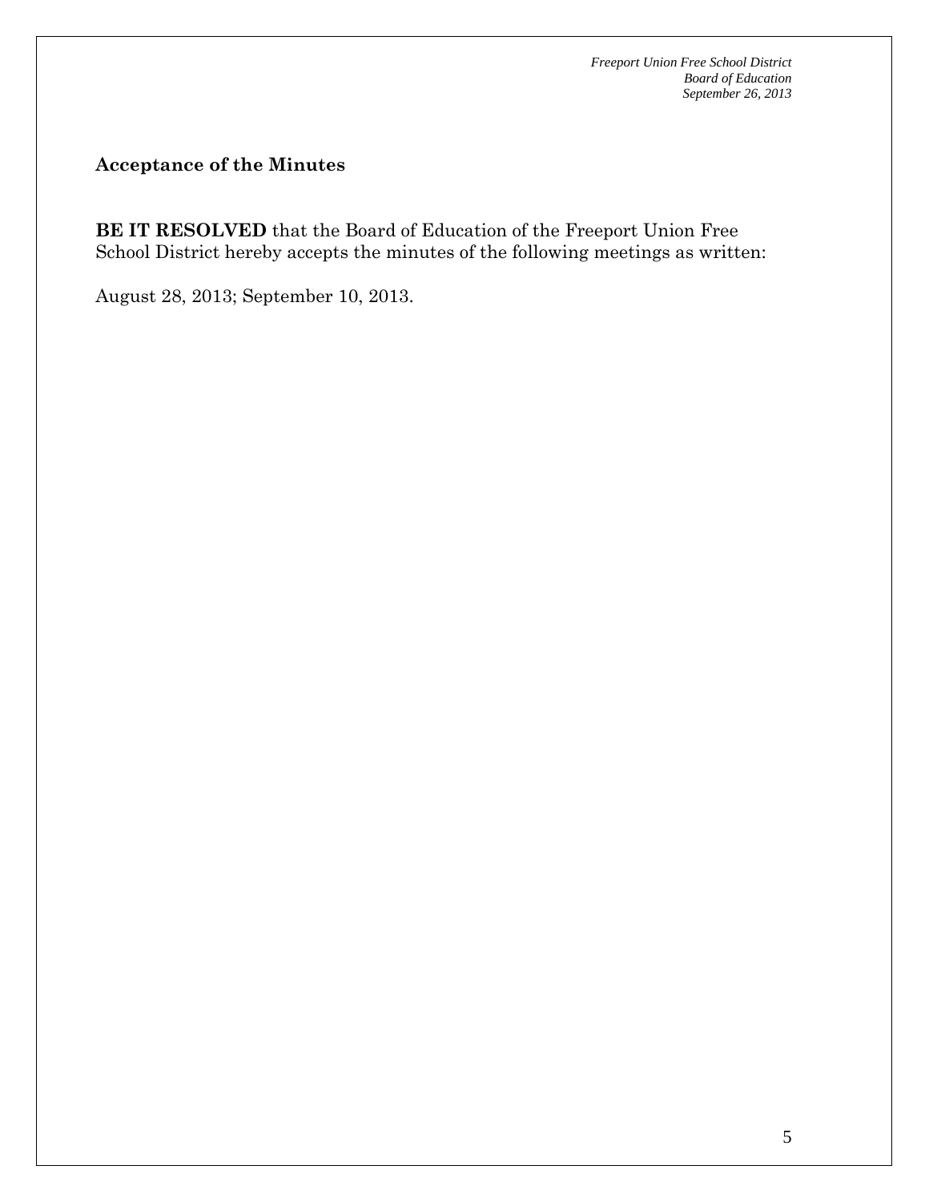## Acceptance of the Minutes

**BE IT RESOLVED** that the Board of Education of the Freeport Union Free School District hereby accepts the minutes of the following meetings as written:

August 28, 2013; September 10, 2013.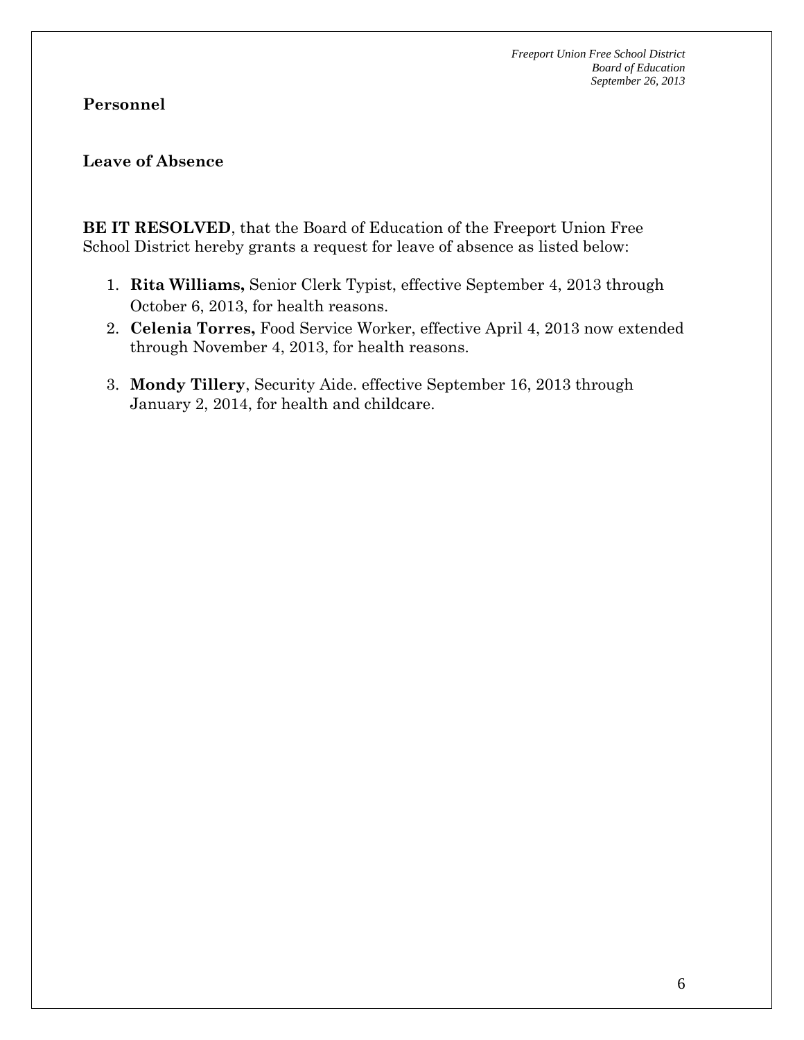## Personnel

### Leave of Absence

**BE IT RESOLVED**, that the Board of Education of the Freeport Union Free School District hereby grants a request for leave of absence as listed below:

1. **Rita Williams,** Senior Clerk Typist, effective September 4, 2013 through October 6, 2013, for health reasons.
2. **Celenia Torres,** Food Service Worker, effective April 4, 2013 now extended through November 4, 2013, for health reasons.
3. **Mondy Tillery**, Security Aide. effective September 16, 2013 through January 2, 2014, for health and childcare.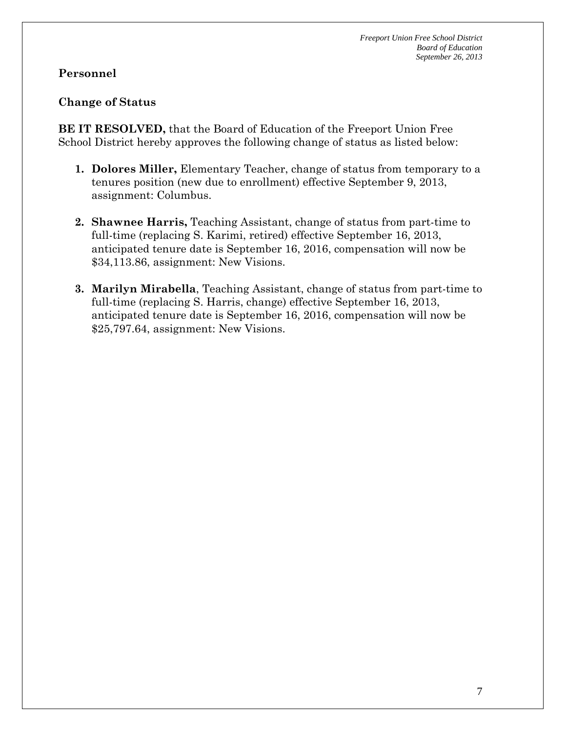## Personnel

### Change of Status

**BE IT RESOLVED,** that the Board of Education of the Freeport Union Free School District hereby approves the following change of status as listed below:

1. **Dolores Miller,** Elementary Teacher, change of status from temporary to a tenures position (new due to enrollment) effective September 9, 2013, assignment: Columbus.

2. **Shawnee Harris,** Teaching Assistant, change of status from part-time to full-time (replacing S. Karimi, retired) effective September 16, 2013, anticipated tenure date is September 16, 2016, compensation will now be $34,113.86, assignment: New Visions.

3. **Marilyn Mirabella**, Teaching Assistant, change of status from part-time to full-time (replacing S. Harris, change) effective September 16, 2013, anticipated tenure date is September 16, 2016, compensation will now be $25,797.64, assignment: New Visions.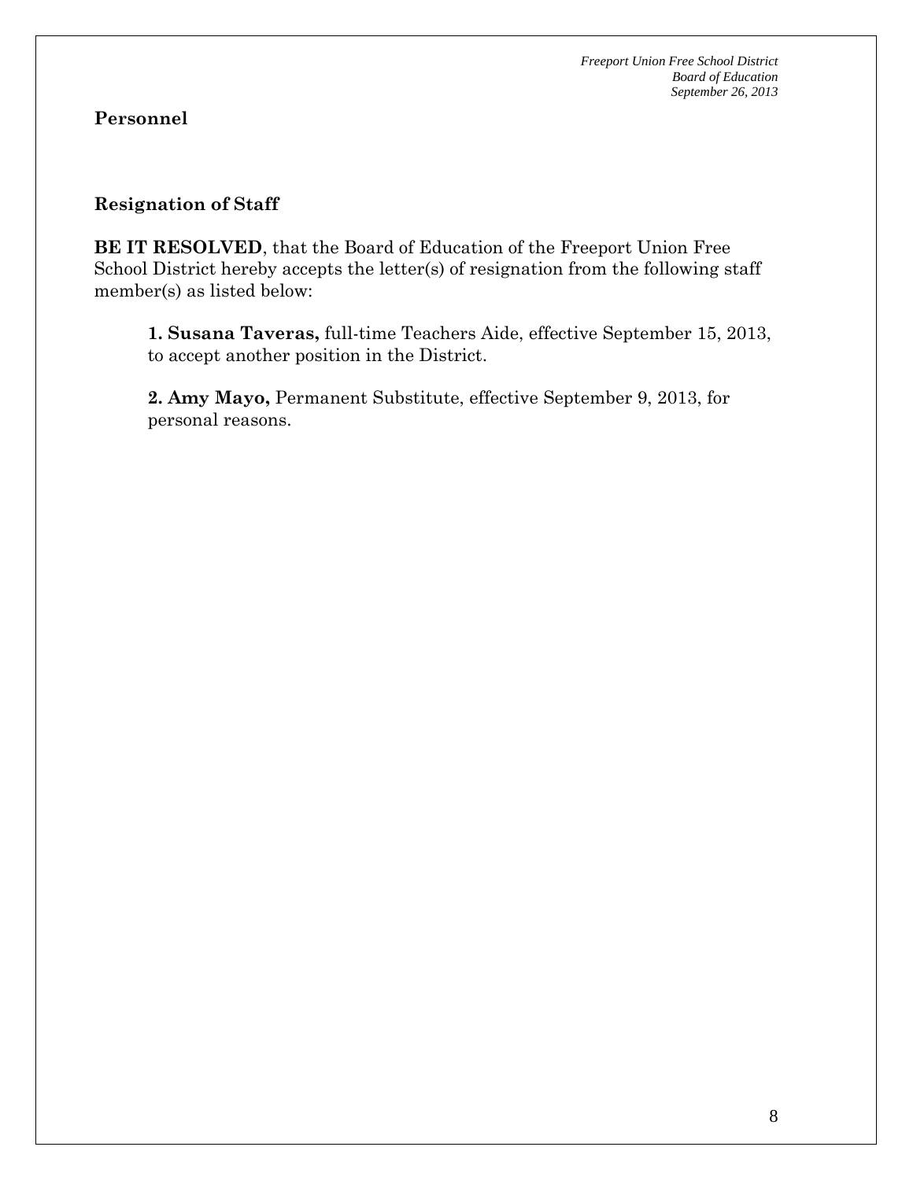## Personnel

### Resignation of Staff

**BE IT RESOLVED**, that the Board of Education of the Freeport Union Free School District hereby accepts the letter(s) of resignation from the following staff member(s) as listed below:

**1. Susana Taveras,** full-time Teachers Aide, effective September 15, 2013, to accept another position in the District.

**2. Amy Mayo,** Permanent Substitute, effective September 9, 2013, for personal reasons.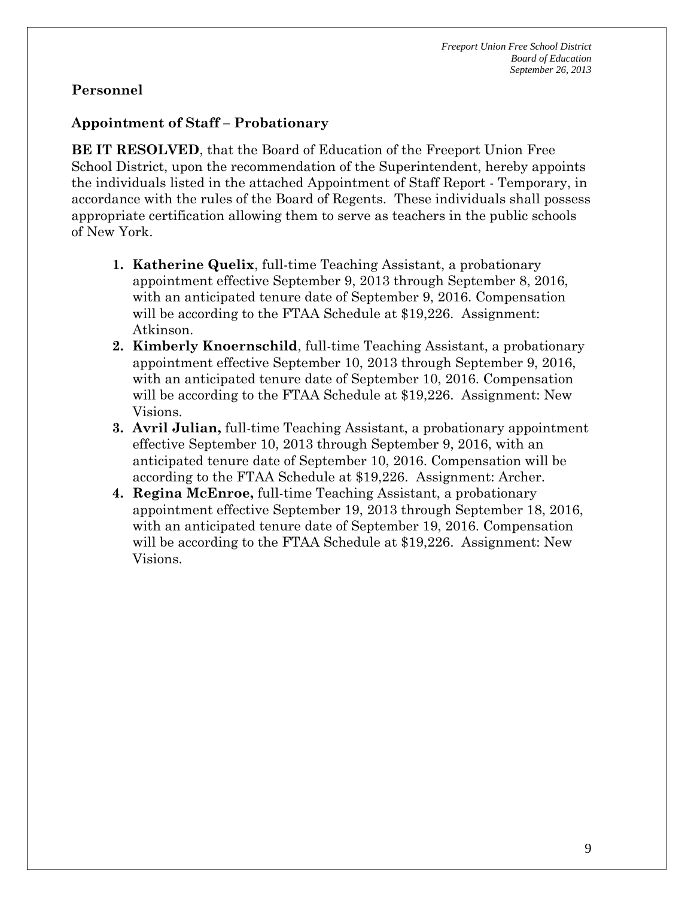## Personnel

### Appointment of Staff – Probationary

**BE IT RESOLVED**, that the Board of Education of the Freeport Union Free School District, upon the recommendation of the Superintendent, hereby appoints the individuals listed in the attached Appointment of Staff Report - Temporary, in accordance with the rules of the Board of Regents. These individuals shall possess appropriate certification allowing them to serve as teachers in the public schools of New York.

1. **Katherine Quelix**, full-time Teaching Assistant, a probationary appointment effective September 9, 2013 through September 8, 2016, with an anticipated tenure date of September 9, 2016. Compensation will be according to the FTAA Schedule at $19,226. Assignment: Atkinson.
2. **Kimberly Knoernschild**, full-time Teaching Assistant, a probationary appointment effective September 10, 2013 through September 9, 2016, with an anticipated tenure date of September 10, 2016. Compensation will be according to the FTAA Schedule at $19,226. Assignment: New Visions.
3. **Avril Julian,** full-time Teaching Assistant, a probationary appointment effective September 10, 2013 through September 9, 2016, with an anticipated tenure date of September 10, 2016. Compensation will be according to the FTAA Schedule at $19,226. Assignment: Archer.
4. **Regina McEnroe,** full-time Teaching Assistant, a probationary appointment effective September 19, 2013 through September 18, 2016, with an anticipated tenure date of September 19, 2016. Compensation will be according to the FTAA Schedule at $19,226. Assignment: New Visions.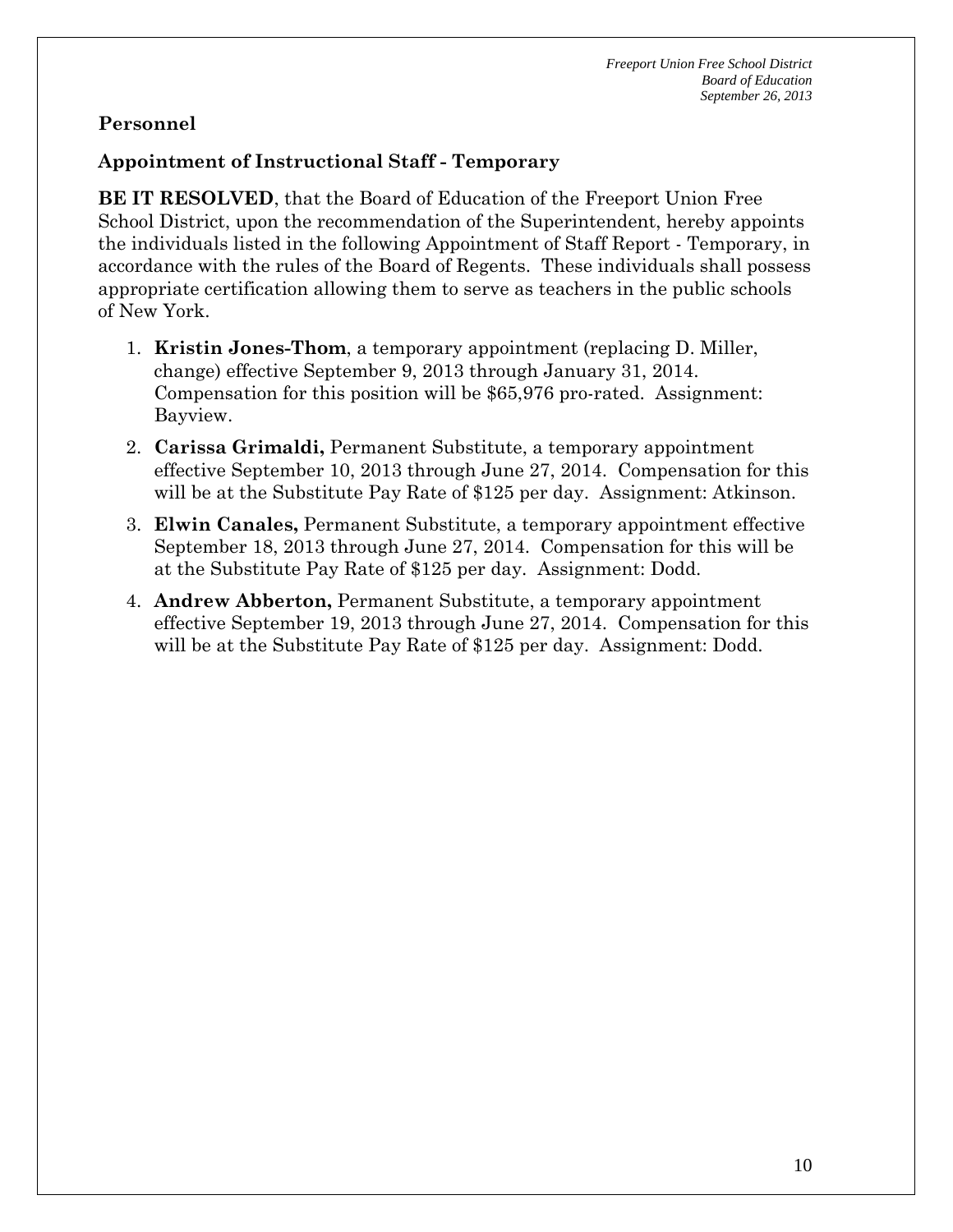**Personnel**

**Appointment of Instructional Staff - Temporary**

**BE IT RESOLVED**, that the Board of Education of the Freeport Union Free School District, upon the recommendation of the Superintendent, hereby appoints the individuals listed in the following Appointment of Staff Report - Temporary, in accordance with the rules of the Board of Regents. These individuals shall possess appropriate certification allowing them to serve as teachers in the public schools of New York.

1. **Kristin Jones-Thom**, a temporary appointment (replacing D. Miller, change) effective September 9, 2013 through January 31, 2014. Compensation for this position will be $65,976 pro-rated. Assignment: Bayview.
2. **Carissa Grimaldi,** Permanent Substitute, a temporary appointment effective September 10, 2013 through June 27, 2014. Compensation for this will be at the Substitute Pay Rate of $125 per day. Assignment: Atkinson.
3. **Elwin Canales,** Permanent Substitute, a temporary appointment effective September 18, 2013 through June 27, 2014. Compensation for this will be at the Substitute Pay Rate of $125 per day. Assignment: Dodd.
4. **Andrew Abberton,** Permanent Substitute, a temporary appointment effective September 19, 2013 through June 27, 2014. Compensation for this will be at the Substitute Pay Rate of $125 per day. Assignment: Dodd.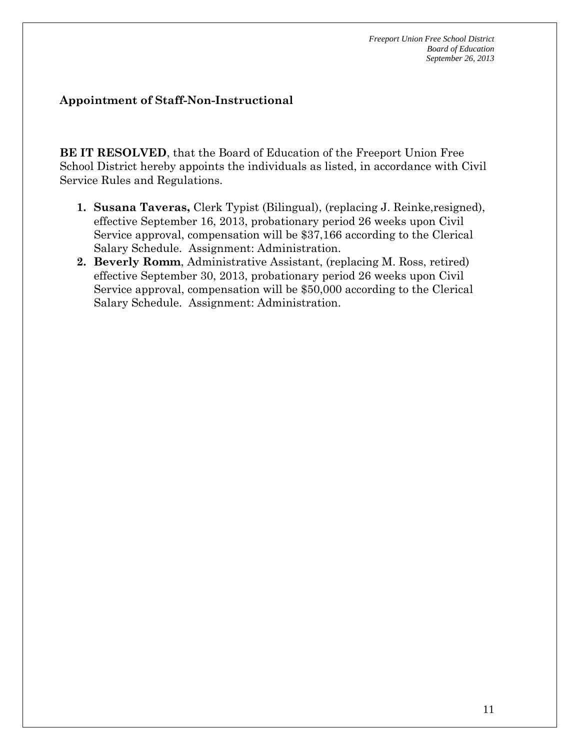## Appointment of Staff-Non-Instructional

**BE IT RESOLVED**, that the Board of Education of the Freeport Union Free School District hereby appoints the individuals as listed, in accordance with Civil Service Rules and Regulations.

1. **Susana Taveras,** Clerk Typist (Bilingual), (replacing J. Reinke,resigned), effective September 16, 2013, probationary period 26 weeks upon Civil Service approval, compensation will be $37,166 according to the Clerical Salary Schedule. Assignment: Administration.
2. **Beverly Romm**, Administrative Assistant, (replacing M. Ross, retired) effective September 30, 2013, probationary period 26 weeks upon Civil Service approval, compensation will be $50,000 according to the Clerical Salary Schedule. Assignment: Administration.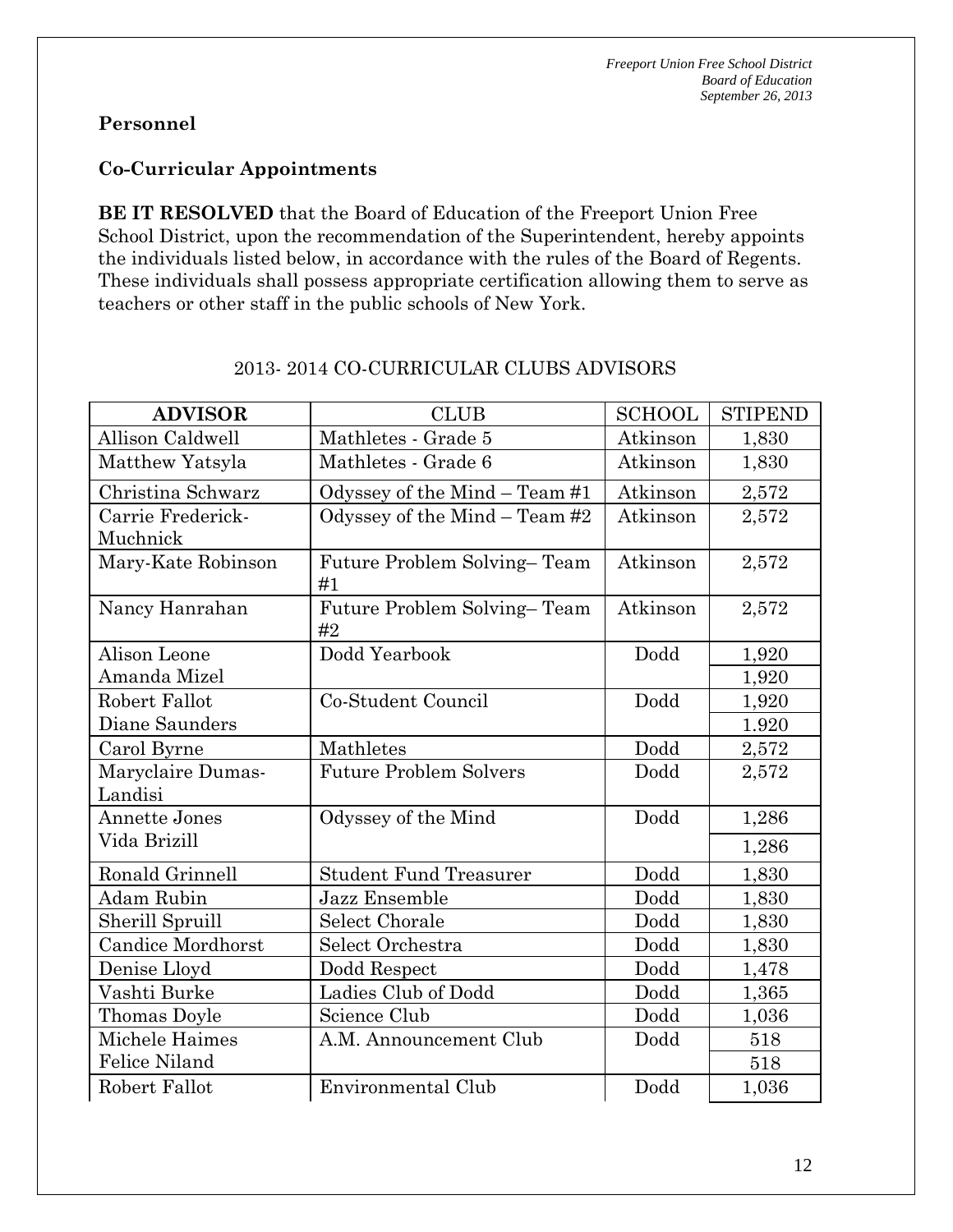**Personnel**

**Co-Curricular Appointments**

**BE IT RESOLVED** that the Board of Education of the Freeport Union Free School District, upon the recommendation of the Superintendent, hereby appoints the individuals listed below, in accordance with the rules of the Board of Regents. These individuals shall possess appropriate certification allowing them to serve as teachers or other staff in the public schools of New York.

2013- 2014 CO-CURRICULAR CLUBS ADVISORS

| ADVISOR | CLUB | SCHOOL | STIPEND |
|---|---|---|---|
| Allison Caldwell | Mathletes - Grade 5 | Atkinson | 1,830 |
| Matthew Yatsyla | Mathletes - Grade 6 | Atkinson | 1,830 |
| Christina Schwarz | Odyssey of the Mind – Team #1 | Atkinson | 2,572 |
| Carrie Frederick-Muchnick | Odyssey of the Mind – Team #2 | Atkinson | 2,572 |
| Mary-Kate Robinson | Future Problem Solving– Team #1 | Atkinson | 2,572 |
| Nancy Hanrahan | Future Problem Solving– Team #2 | Atkinson | 2,572 |
| Alison Leone | Dodd Yearbook | Dodd | 1,920 |
| Amanda Mizel | | | 1,920 |
| Robert Fallot | Co-Student Council | Dodd | 1,920 |
| Diane Saunders | | | 1.920 |
| Carol Byrne | Mathletes | Dodd | 2,572 |
| Maryclaire Dumas-Landisi | Future Problem Solvers | Dodd | 2,572 |
| Annette Jones | Odyssey of the Mind | Dodd | 1,286 |
| Vida Brizill | | | 1,286 |
| Ronald Grinnell | Student Fund Treasurer | Dodd | 1,830 |
| Adam Rubin | Jazz Ensemble | Dodd | 1,830 |
| Sherill Spruill | Select Chorale | Dodd | 1,830 |
| Candice Mordhorst | Select Orchestra | Dodd | 1,830 |
| Denise Lloyd | Dodd Respect | Dodd | 1,478 |
| Vashti Burke | Ladies Club of Dodd | Dodd | 1,365 |
| Thomas Doyle | Science Club | Dodd | 1,036 |
| Michele Haimes | A.M. Announcement Club | Dodd | 518 |
| Felice Niland | | | 518 |
| Robert Fallot | Environmental Club | Dodd | 1,036 |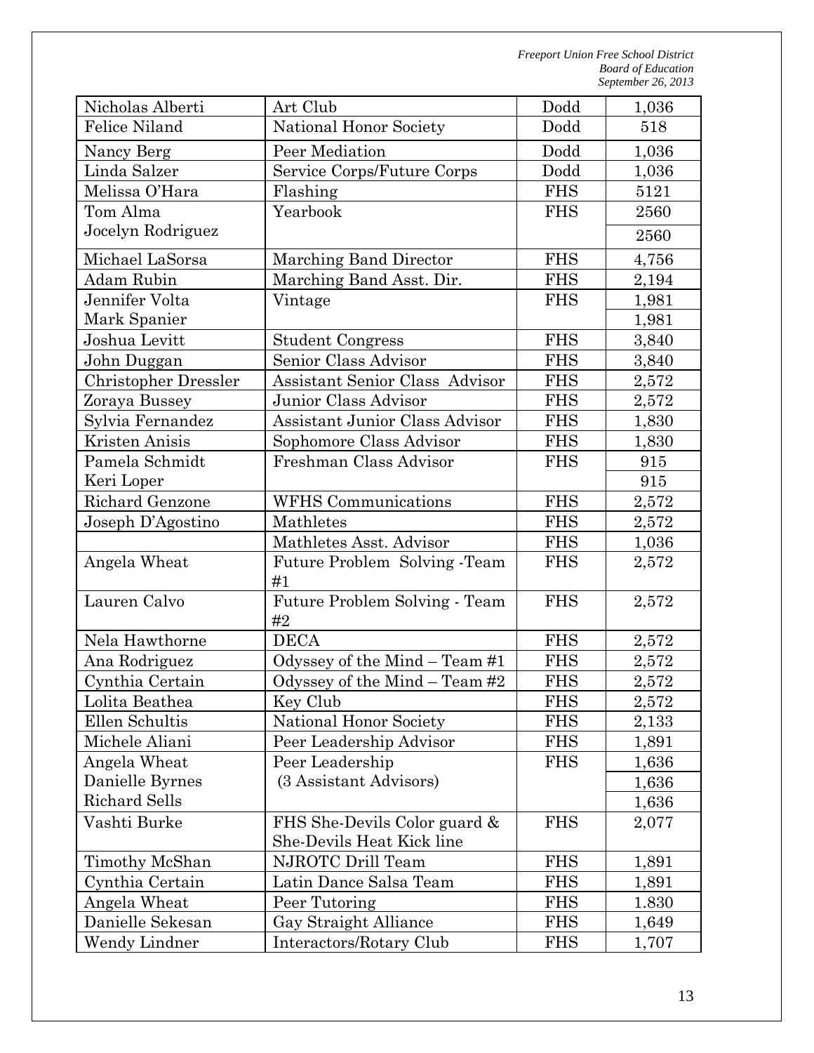| | | | |
|---|---|---|---|
| Nicholas Alberti | Art Club | Dodd | 1,036 |
| Felice Niland | National Honor Society | Dodd | 518 |
| Nancy Berg | Peer Mediation | Dodd | 1,036 |
| Linda Salzer | Service Corps/Future Corps | Dodd | 1,036 |
| Melissa O'Hara | Flashing | FHS | 5121 |
| Tom Alma | Yearbook | FHS | 2560 |
| Jocelyn Rodriguez | | | 2560 |
| Michael LaSorsa | Marching Band Director | FHS | 4,756 |
| Adam Rubin | Marching Band Asst. Dir. | FHS | 2,194 |
| Jennifer Volta | Vintage | FHS | 1,981 |
| Mark Spanier | | | 1,981 |
| Joshua Levitt | Student Congress | FHS | 3,840 |
| John Duggan | Senior Class Advisor | FHS | 3,840 |
| Christopher Dressler | Assistant Senior Class Advisor | FHS | 2,572 |
| Zoraya Bussey | Junior Class Advisor | FHS | 2,572 |
| Sylvia Fernandez | Assistant Junior Class Advisor | FHS | 1,830 |
| Kristen Anisis | Sophomore Class Advisor | FHS | 1,830 |
| Pamela Schmidt | Freshman Class Advisor | FHS | 915 |
| Keri Loper | | | 915 |
| Richard Genzone | WFHS Communications | FHS | 2,572 |
| Joseph D'Agostino | Mathletes | FHS | 2,572 |
| | Mathletes Asst. Advisor | FHS | 1,036 |
| Angela Wheat | Future Problem Solving -Team #1 | FHS | 2,572 |
| Lauren Calvo | Future Problem Solving - Team #2 | FHS | 2,572 |
| Nela Hawthorne | DECA | FHS | 2,572 |
| Ana Rodriguez | Odyssey of the Mind – Team #1 | FHS | 2,572 |
| Cynthia Certain | Odyssey of the Mind – Team #2 | FHS | 2,572 |
| Lolita Beathea | Key Club | FHS | 2,572 |
| Ellen Schultis | National Honor Society | FHS | 2,133 |
| Michele Aliani | Peer Leadership Advisor | FHS | 1,891 |
| Angela Wheat | Peer Leadership | FHS | 1,636 |
| Danielle Byrnes | (3 Assistant Advisors) | | 1,636 |
| Richard Sells | | | 1,636 |
| Vashti Burke | FHS She-Devils Color guard & She-Devils Heat Kick line | FHS | 2,077 |
| Timothy McShan | NJROTC Drill Team | FHS | 1,891 |
| Cynthia Certain | Latin Dance Salsa Team | FHS | 1,891 |
| Angela Wheat | Peer Tutoring | FHS | 1.830 |
| Danielle Sekesan | Gay Straight Alliance | FHS | 1,649 |
| Wendy Lindner | Interactors/Rotary Club | FHS | 1,707 |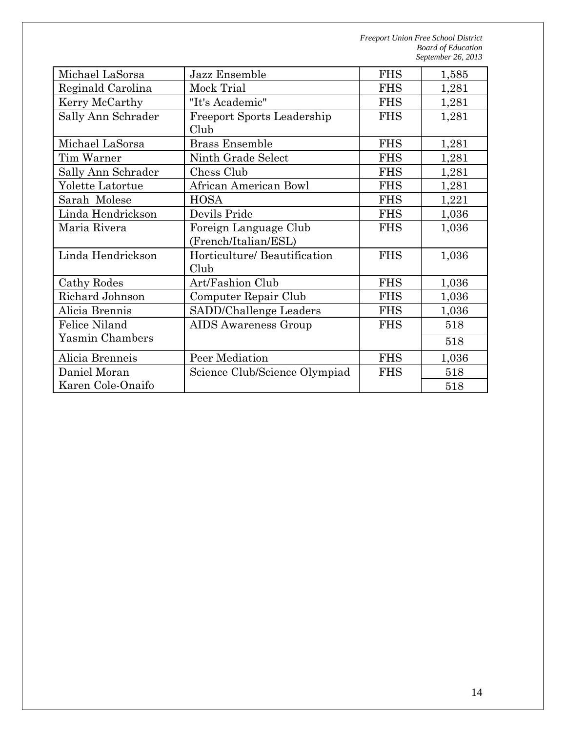| Michael LaSorsa | Jazz Ensemble | FHS | 1,585 |
|---|---|---|---|
| Reginald Carolina | Mock Trial | FHS | 1,281 |
| Kerry McCarthy | "It's Academic" | FHS | 1,281 |
| Sally Ann Schrader | Freeport Sports Leadership Club | FHS | 1,281 |
| Michael LaSorsa | Brass Ensemble | FHS | 1,281 |
| Tim Warner | Ninth Grade Select | FHS | 1,281 |
| Sally Ann Schrader | Chess Club | FHS | 1,281 |
| Yolette Latortue | African American Bowl | FHS | 1,281 |
| Sarah Molese | HOSA | FHS | 1,221 |
| Linda Hendrickson | Devils Pride | FHS | 1,036 |
| Maria Rivera | Foreign Language Club (French/Italian/ESL) | FHS | 1,036 |
| Linda Hendrickson | Horticulture/ Beautification Club | FHS | 1,036 |
| Cathy Rodes | Art/Fashion Club | FHS | 1,036 |
| Richard Johnson | Computer Repair Club | FHS | 1,036 |
| Alicia Brennis | SADD/Challenge Leaders | FHS | 1,036 |
| Felice Niland | AIDS Awareness Group | FHS | 518 |
| Yasmin Chambers | | | 518 |
| Alicia Brenneis | Peer Mediation | FHS | 1,036 |
| Daniel Moran | Science Club/Science Olympiad | FHS | 518 |
| Karen Cole-Onaifo | | | 518 |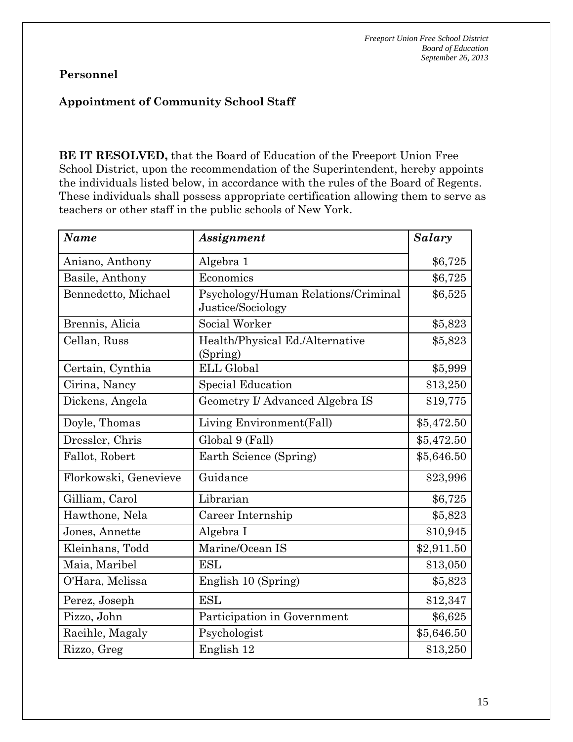**Personnel**

**Appointment of Community School Staff**

**BE IT RESOLVED,** that the Board of Education of the Freeport Union Free School District, upon the recommendation of the Superintendent, hereby appoints the individuals listed below, in accordance with the rules of the Board of Regents. These individuals shall possess appropriate certification allowing them to serve as teachers or other staff in the public schools of New York.

| *Name* | *Assignment* | *Salary* |
|---|---|---|
| Aniano, Anthony | Algebra 1 | $6,725 |
| Basile, Anthony | Economics | $6,725 |
| Bennedetto, Michael | Psychology/Human Relations/Criminal Justice/Sociology | $6,525 |
| Brennis, Alicia | Social Worker | $5,823 |
| Cellan, Russ | Health/Physical Ed./Alternative (Spring) | $5,823 |
| Certain, Cynthia | ELL Global | $5,999 |
| Cirina, Nancy | Special Education | $13,250 |
| Dickens, Angela | Geometry I/ Advanced Algebra IS | $19,775 |
| Doyle, Thomas | Living Environment(Fall) | $5,472.50 |
| Dressler, Chris | Global 9 (Fall) | $5,472.50 |
| Fallot, Robert | Earth Science (Spring) | $5,646.50 |
| Florkowski, Genevieve | Guidance | $23,996 |
| Gilliam, Carol | Librarian | $6,725 |
| Hawthone, Nela | Career Internship | $5,823 |
| Jones, Annette | Algebra I | $10,945 |
| Kleinhans, Todd | Marine/Ocean IS | $2,911.50 |
| Maia, Maribel | ESL | $13,050 |
| O'Hara, Melissa | English 10 (Spring) | $5,823 |
| Perez, Joseph | ESL | $12,347 |
| Pizzo, John | Participation in Government | $6,625 |
| Raeihle, Magaly | Psychologist | $5,646.50 |
| Rizzo, Greg | English 12 | $13,250 |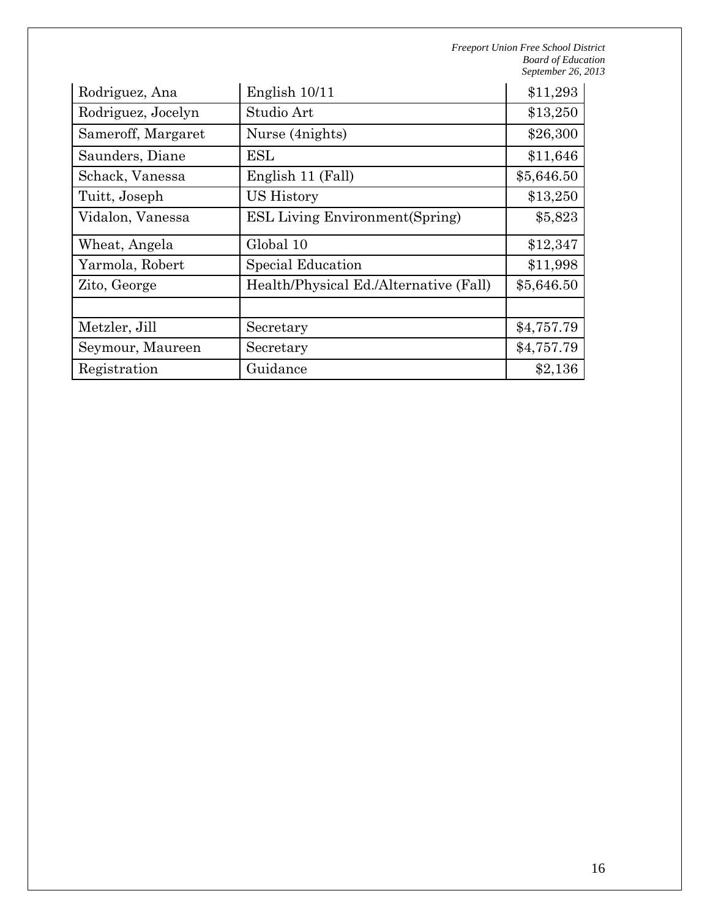| | | |
|---|---|---|
| Rodriguez, Ana | English 10/11 | $11,293 |
| Rodriguez, Jocelyn | Studio Art | $13,250 |
| Sameroff, Margaret | Nurse (4nights) | $26,300 |
| Saunders, Diane | ESL | $11,646 |
| Schack, Vanessa | English 11 (Fall) | $5,646.50 |
| Tuitt, Joseph | US History | $13,250 |
| Vidalon, Vanessa | ESL Living Environment(Spring) | $5,823 |
| Wheat, Angela | Global 10 | $12,347 |
| Yarmola, Robert | Special Education | $11,998 |
| Zito, George | Health/Physical Ed./Alternative (Fall) | $5,646.50 |
| | | |
| Metzler, Jill | Secretary | $4,757.79 |
| Seymour, Maureen | Secretary | $4,757.79 |
| Registration | Guidance | $2,136 |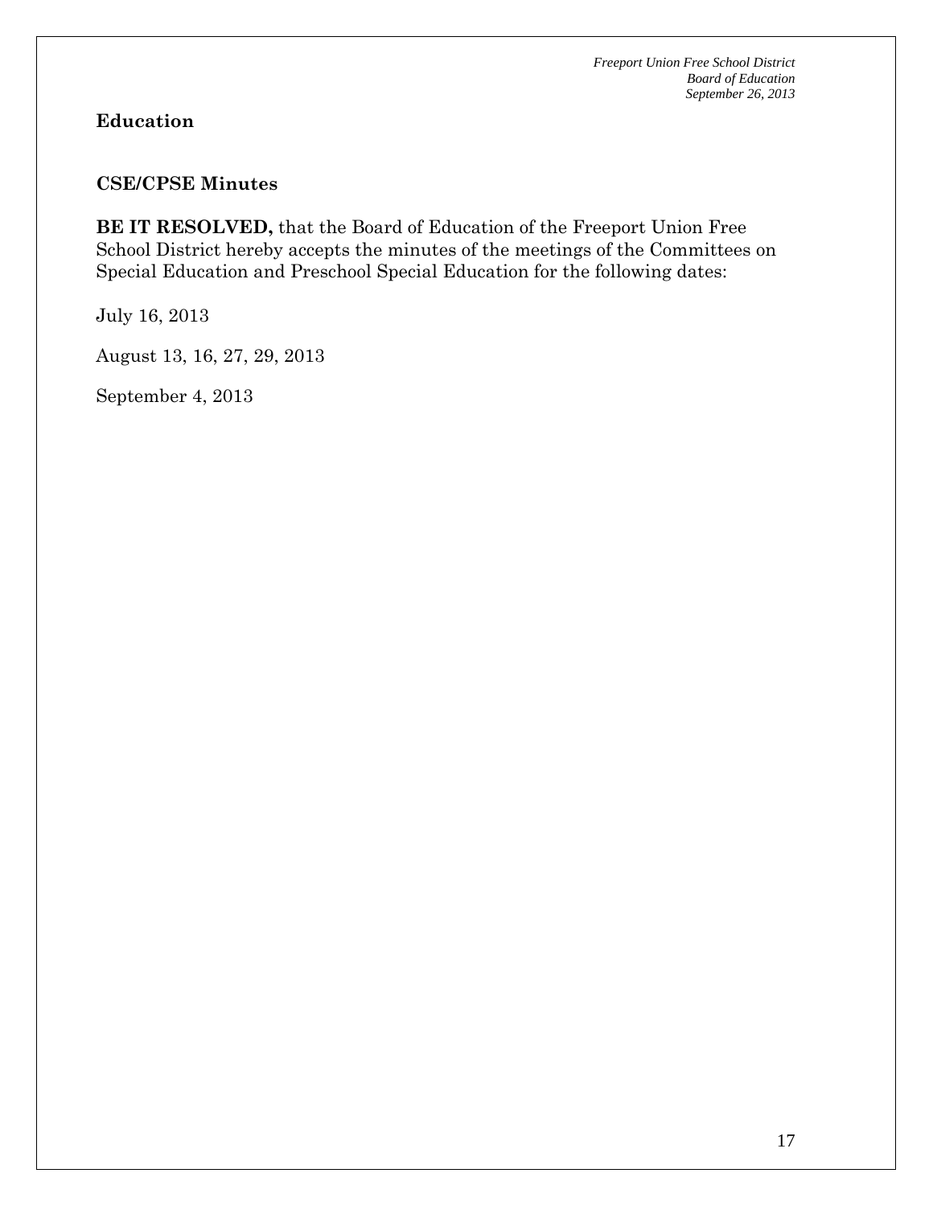## Education

### CSE/CPSE Minutes

**BE IT RESOLVED,** that the Board of Education of the Freeport Union Free School District hereby accepts the minutes of the meetings of the Committees on Special Education and Preschool Special Education for the following dates:

July 16, 2013

August 13, 16, 27, 29, 2013

September 4, 2013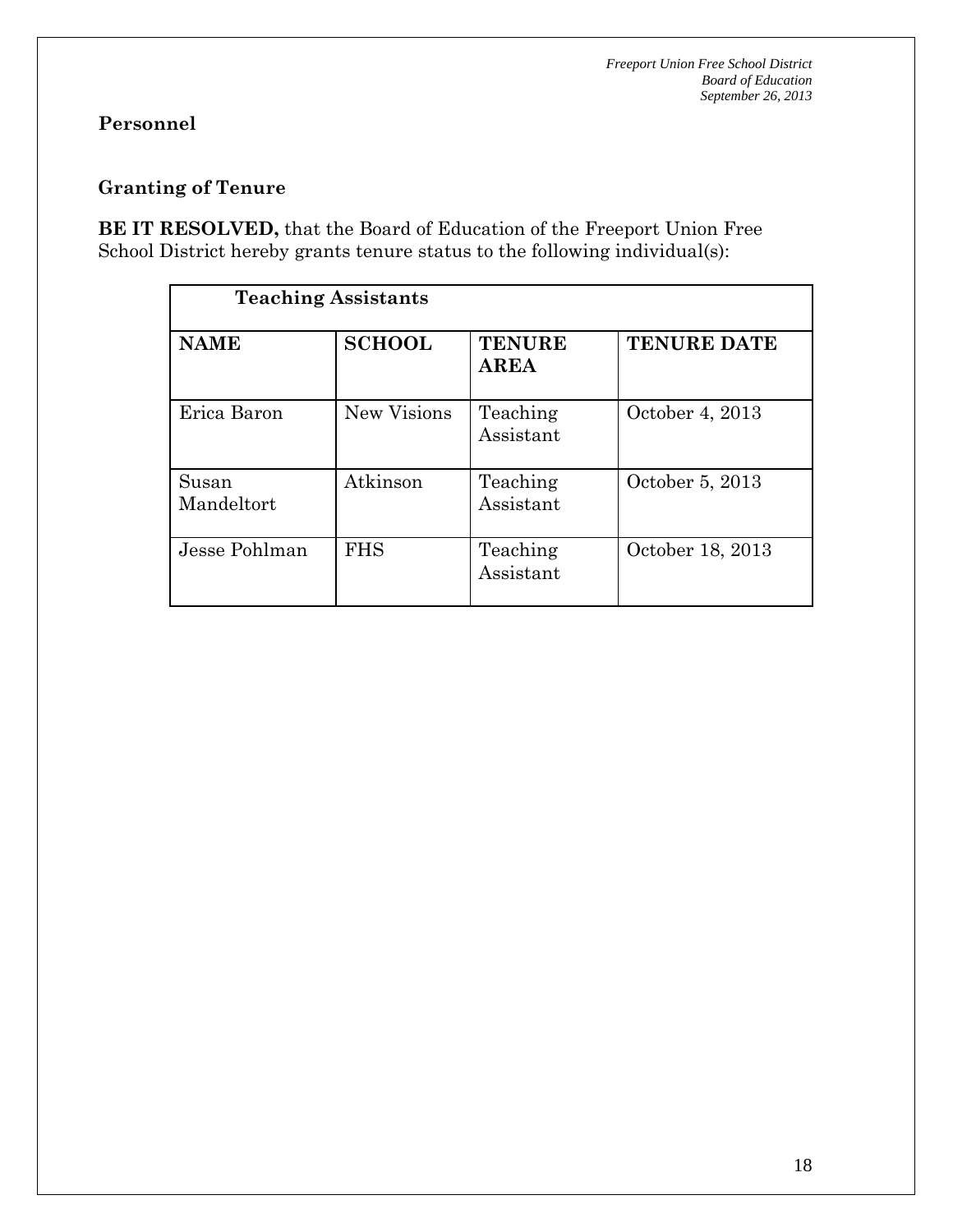**Personnel**

**Granting of Tenure**

**BE IT RESOLVED,** that the Board of Education of the Freeport Union Free School District hereby grants tenure status to the following individual(s):

| **Teaching Assistants** | | | |
|---|---|---|---|
| **NAME** | **SCHOOL** | **TENURE AREA** | **TENURE DATE** |
| Erica Baron | New Visions | Teaching Assistant | October 4, 2013 |
| Susan Mandeltort | Atkinson | Teaching Assistant | October 5, 2013 |
| Jesse Pohlman | FHS | Teaching Assistant | October 18, 2013 |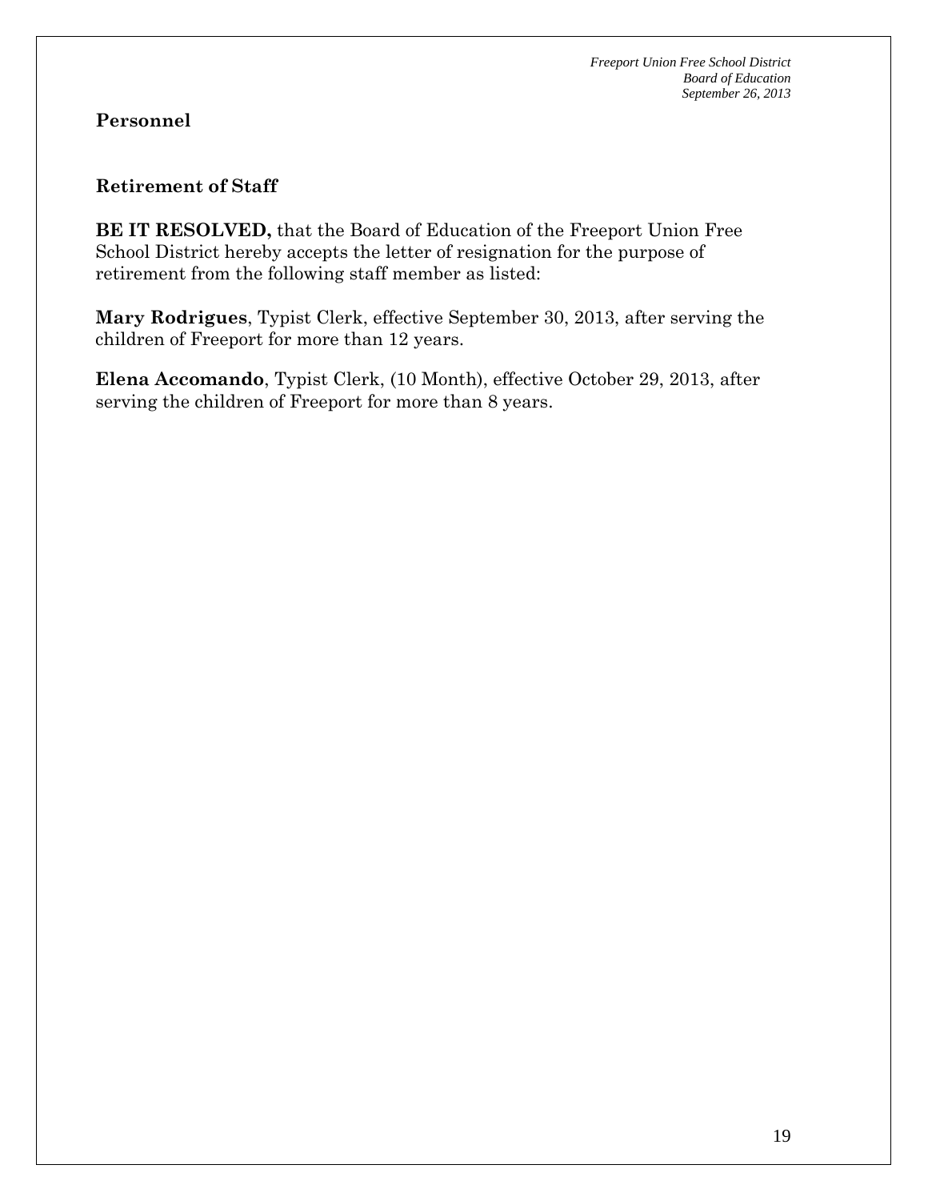## Personnel

### Retirement of Staff

**BE IT RESOLVED,** that the Board of Education of the Freeport Union Free School District hereby accepts the letter of resignation for the purpose of retirement from the following staff member as listed:

**Mary Rodrigues**, Typist Clerk, effective September 30, 2013, after serving the children of Freeport for more than 12 years.

**Elena Accomando**, Typist Clerk, (10 Month), effective October 29, 2013, after serving the children of Freeport for more than 8 years.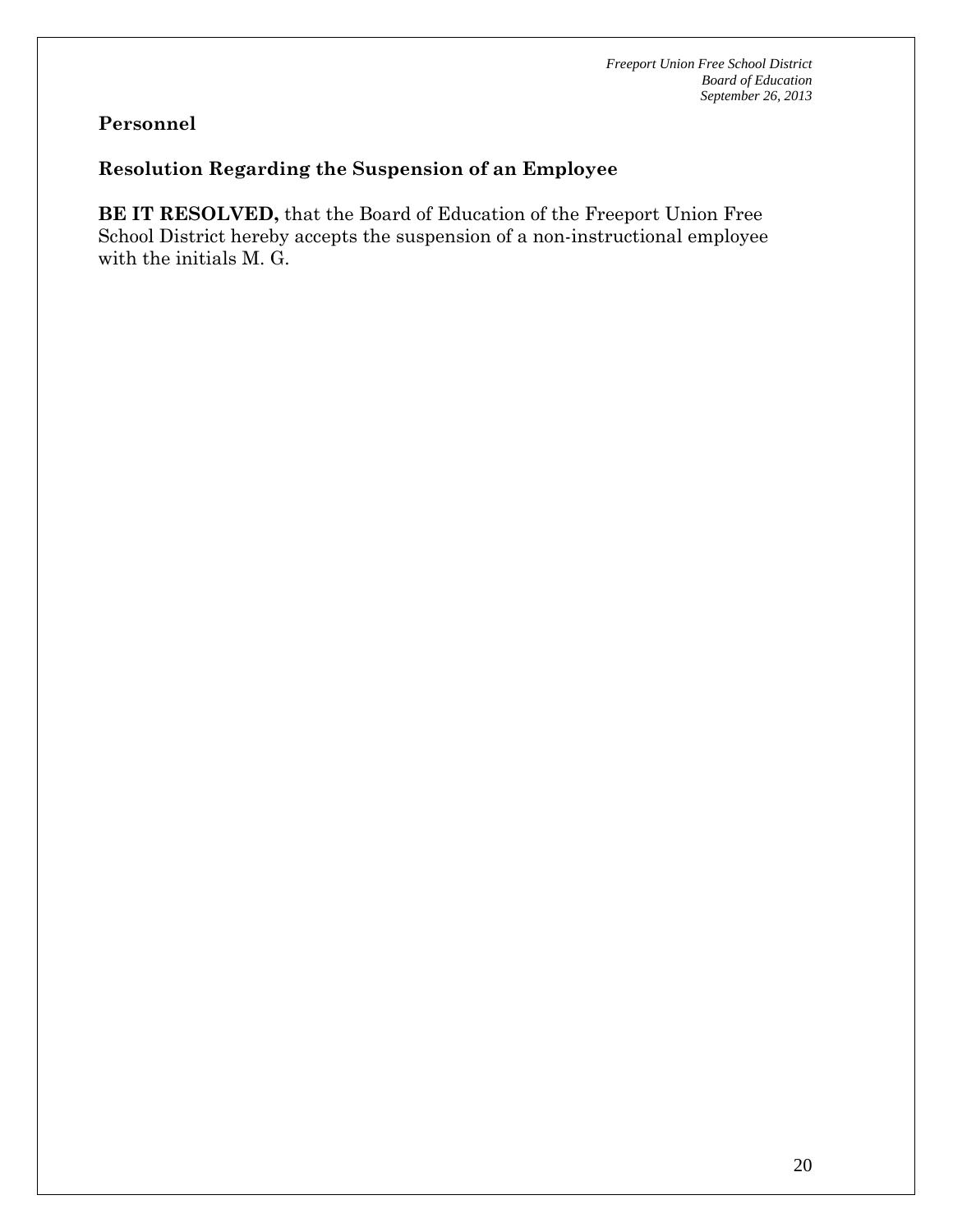## Personnel

### Resolution Regarding the Suspension of an Employee

**BE IT RESOLVED,** that the Board of Education of the Freeport Union Free School District hereby accepts the suspension of a non-instructional employee with the initials M. G.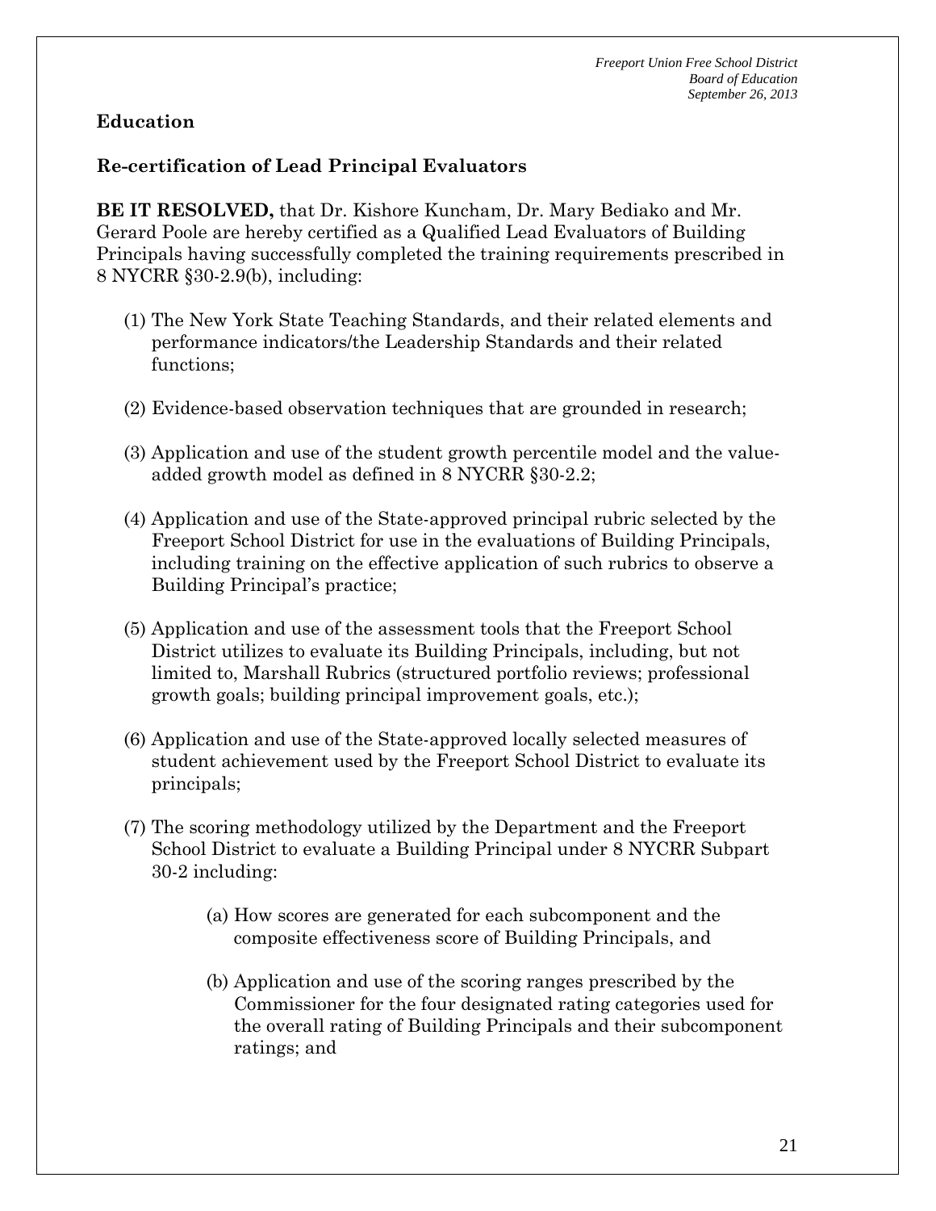## Education

### Re-certification of Lead Principal Evaluators

**BE IT RESOLVED,** that Dr. Kishore Kuncham, Dr. Mary Bediako and Mr. Gerard Poole are hereby certified as a Qualified Lead Evaluators of Building Principals having successfully completed the training requirements prescribed in 8 NYCRR §30-2.9(b), including:

(1) The New York State Teaching Standards, and their related elements and performance indicators/the Leadership Standards and their related functions;

(2) Evidence-based observation techniques that are grounded in research;

(3) Application and use of the student growth percentile model and the value-added growth model as defined in 8 NYCRR §30-2.2;

(4) Application and use of the State-approved principal rubric selected by the Freeport School District for use in the evaluations of Building Principals, including training on the effective application of such rubrics to observe a Building Principal's practice;

(5) Application and use of the assessment tools that the Freeport School District utilizes to evaluate its Building Principals, including, but not limited to, Marshall Rubrics (structured portfolio reviews; professional growth goals; building principal improvement goals, etc.);

(6) Application and use of the State-approved locally selected measures of student achievement used by the Freeport School District to evaluate its principals;

(7) The scoring methodology utilized by the Department and the Freeport School District to evaluate a Building Principal under 8 NYCRR Subpart 30-2 including:

   (a) How scores are generated for each subcomponent and the composite effectiveness score of Building Principals, and

   (b) Application and use of the scoring ranges prescribed by the Commissioner for the four designated rating categories used for the overall rating of Building Principals and their subcomponent ratings; and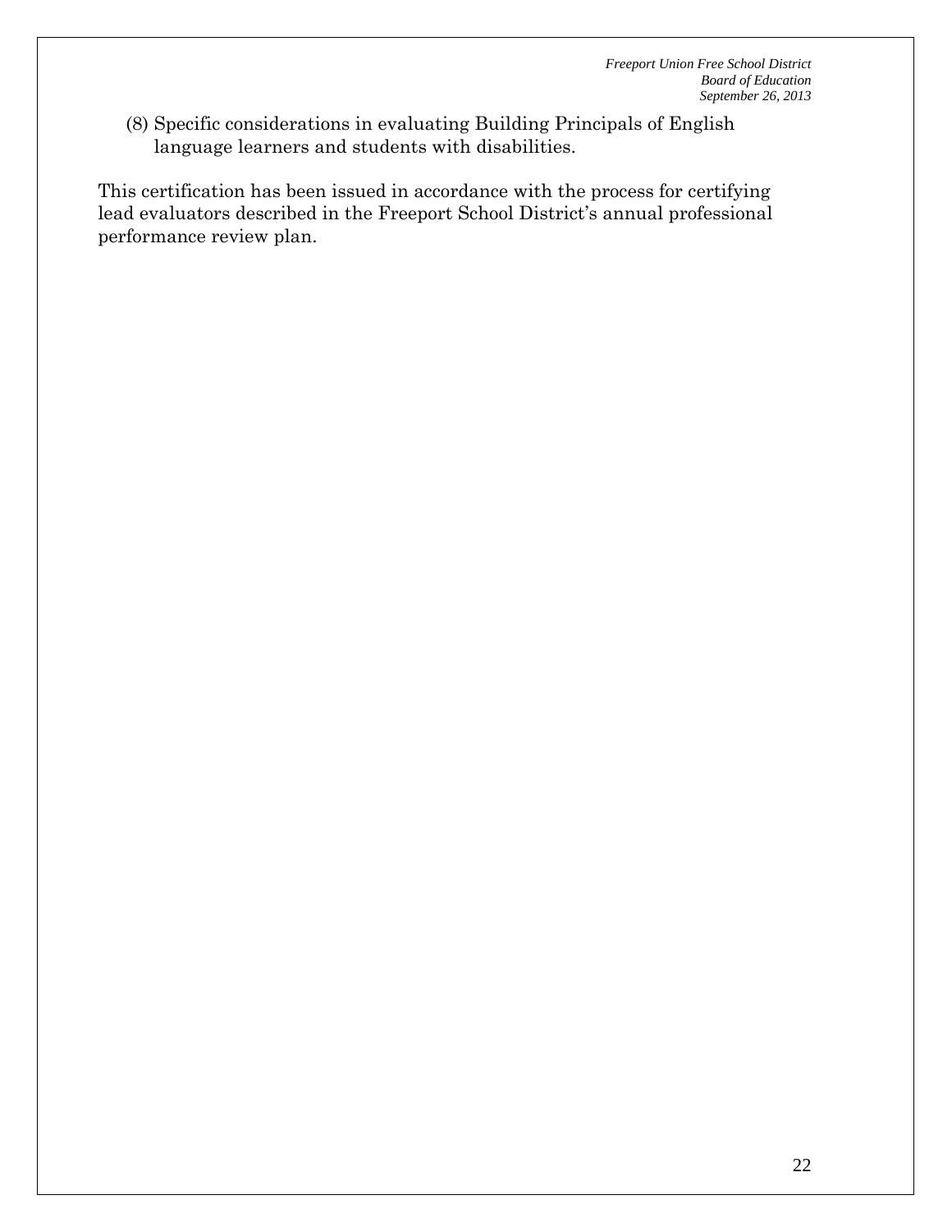(8) Specific considerations in evaluating Building Principals of English language learners and students with disabilities.

This certification has been issued in accordance with the process for certifying lead evaluators described in the Freeport School District's annual professional performance review plan.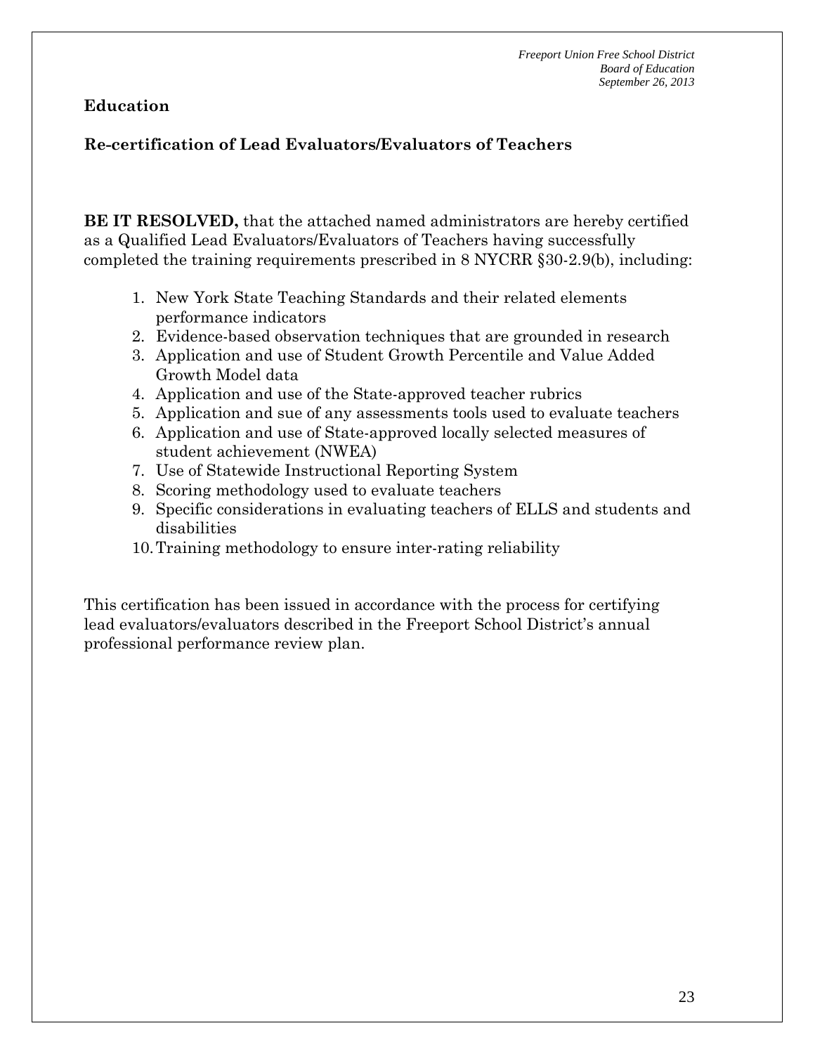## Education

### Re-certification of Lead Evaluators/Evaluators of Teachers

**BE IT RESOLVED,** that the attached named administrators are hereby certified as a Qualified Lead Evaluators/Evaluators of Teachers having successfully completed the training requirements prescribed in 8 NYCRR §30-2.9(b), including:

1. New York State Teaching Standards and their related elements performance indicators
2. Evidence-based observation techniques that are grounded in research
3. Application and use of Student Growth Percentile and Value Added Growth Model data
4. Application and use of the State-approved teacher rubrics
5. Application and sue of any assessments tools used to evaluate teachers
6. Application and use of State-approved locally selected measures of student achievement (NWEA)
7. Use of Statewide Instructional Reporting System
8. Scoring methodology used to evaluate teachers
9. Specific considerations in evaluating teachers of ELLS and students and disabilities
10. Training methodology to ensure inter-rating reliability

This certification has been issued in accordance with the process for certifying lead evaluators/evaluators described in the Freeport School District's annual professional performance review plan.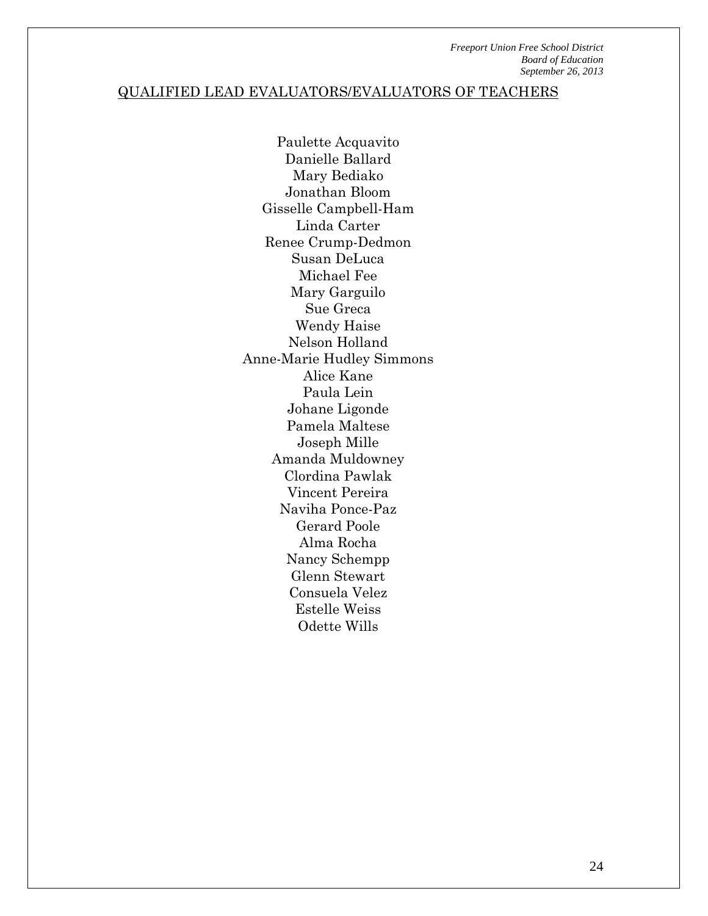QUALIFIED LEAD EVALUATORS/EVALUATORS OF TEACHERS

Paulette Acquavito
Danielle Ballard
Mary Bediako
Jonathan Bloom
Gisselle Campbell-Ham
Linda Carter
Renee Crump-Dedmon
Susan DeLuca
Michael Fee
Mary Garguilo
Sue Greca
Wendy Haise
Nelson Holland
Anne-Marie Hudley Simmons
Alice Kane
Paula Lein
Johane Ligonde
Pamela Maltese
Joseph Mille
Amanda Muldowney
Clordina Pawlak
Vincent Pereira
Naviha Ponce-Paz
Gerard Poole
Alma Rocha
Nancy Schempp
Glenn Stewart
Consuela Velez
Estelle Weiss
Odette Wills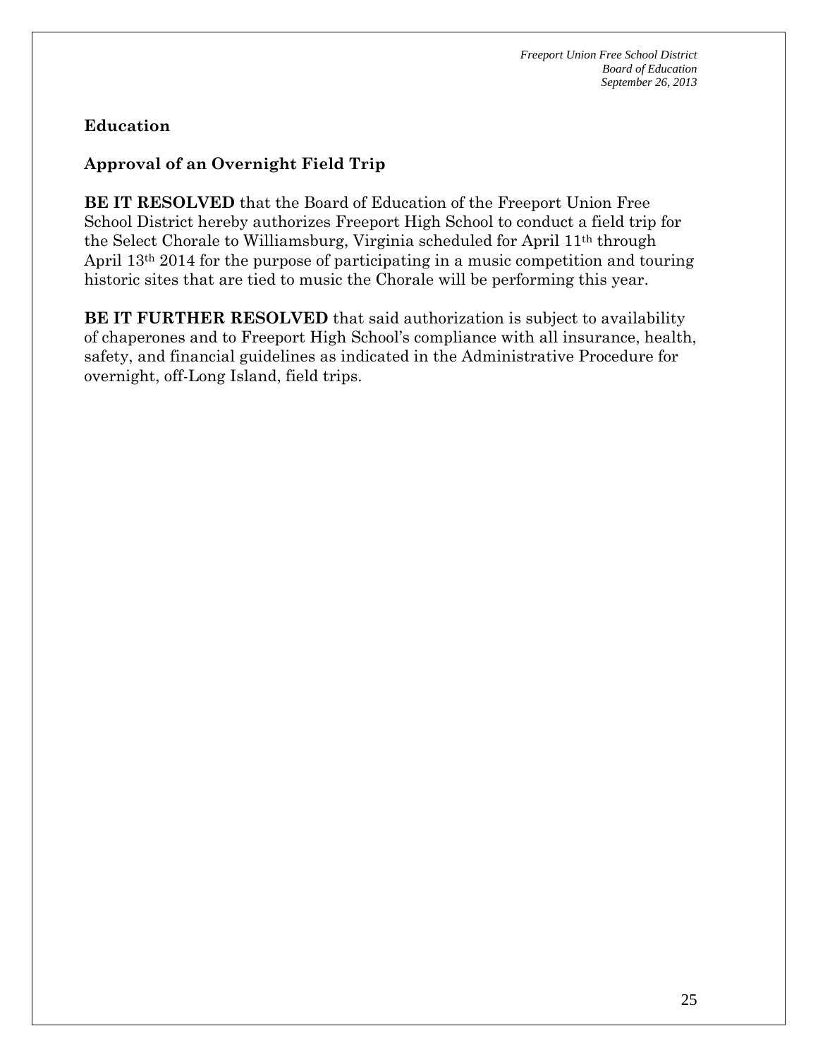## Education

### Approval of an Overnight Field Trip

**BE IT RESOLVED** that the Board of Education of the Freeport Union Free School District hereby authorizes Freeport High School to conduct a field trip for the Select Chorale to Williamsburg, Virginia scheduled for April 11th through April 13th 2014 for the purpose of participating in a music competition and touring historic sites that are tied to music the Chorale will be performing this year.

**BE IT FURTHER RESOLVED** that said authorization is subject to availability of chaperones and to Freeport High School's compliance with all insurance, health, safety, and financial guidelines as indicated in the Administrative Procedure for overnight, off-Long Island, field trips.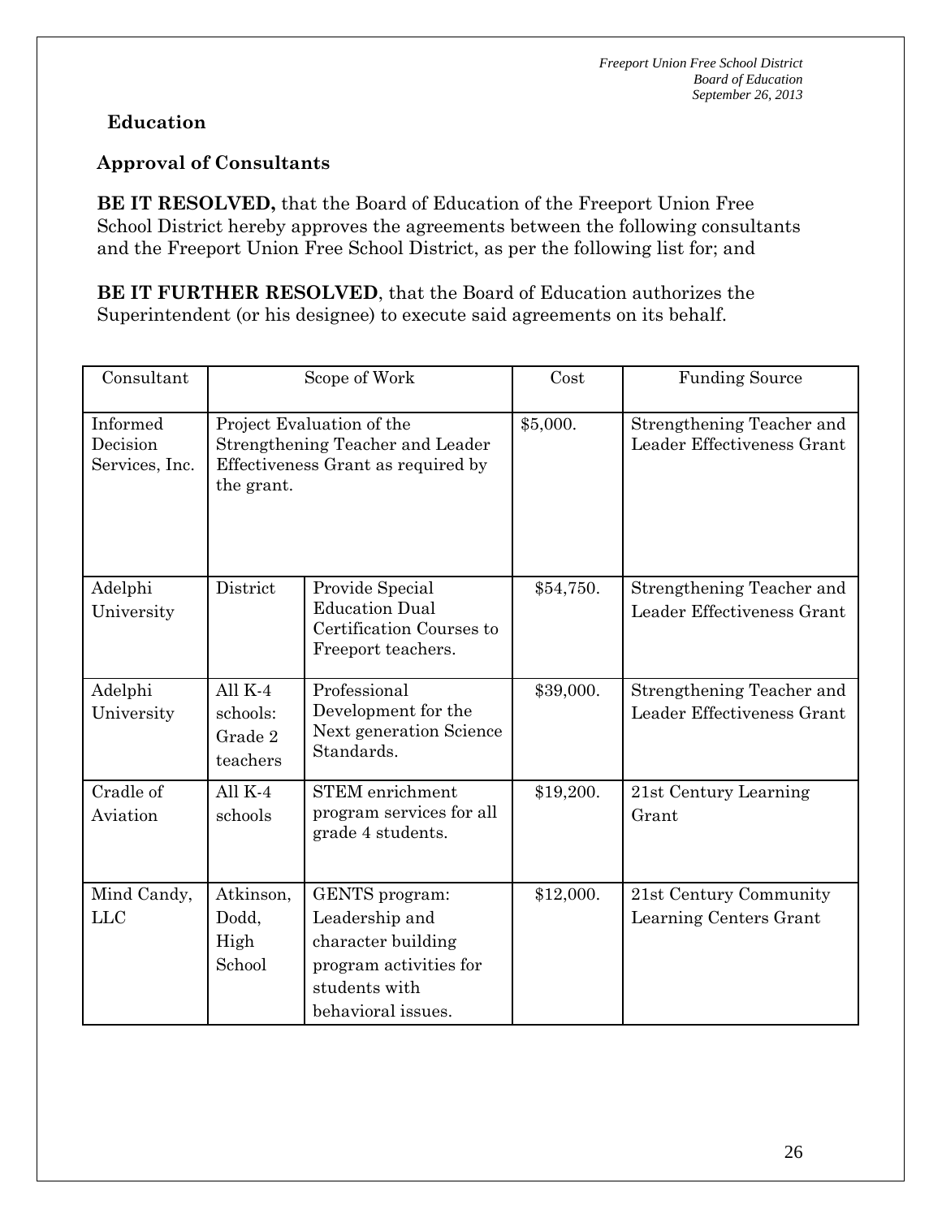## Education

### Approval of Consultants

**BE IT RESOLVED,** that the Board of Education of the Freeport Union Free School District hereby approves the agreements between the following consultants and the Freeport Union Free School District, as per the following list for; and

**BE IT FURTHER RESOLVED**, that the Board of Education authorizes the Superintendent (or his designee) to execute said agreements on its behalf.

| Consultant | Scope of Work | | Cost | Funding Source |
|---|---|---|---|---|
| Informed Decision Services, Inc. | Project Evaluation of the Strengthening Teacher and Leader Effectiveness Grant as required by the grant. | | $5,000. | Strengthening Teacher and Leader Effectiveness Grant |
| Adelphi University | District | Provide Special Education Dual Certification Courses to Freeport teachers. | $54,750. | Strengthening Teacher and Leader Effectiveness Grant |
| Adelphi University | All K-4 schools: Grade 2 teachers | Professional Development for the Next generation Science Standards. | $39,000. | Strengthening Teacher and Leader Effectiveness Grant |
| Cradle of Aviation | All K-4 schools | STEM enrichment program services for all grade 4 students. | $19,200. | 21st Century Learning Grant |
| Mind Candy, LLC | Atkinson, Dodd, High School | GENTS program: Leadership and character building program activities for students with behavioral issues. | $12,000. | 21st Century Community Learning Centers Grant |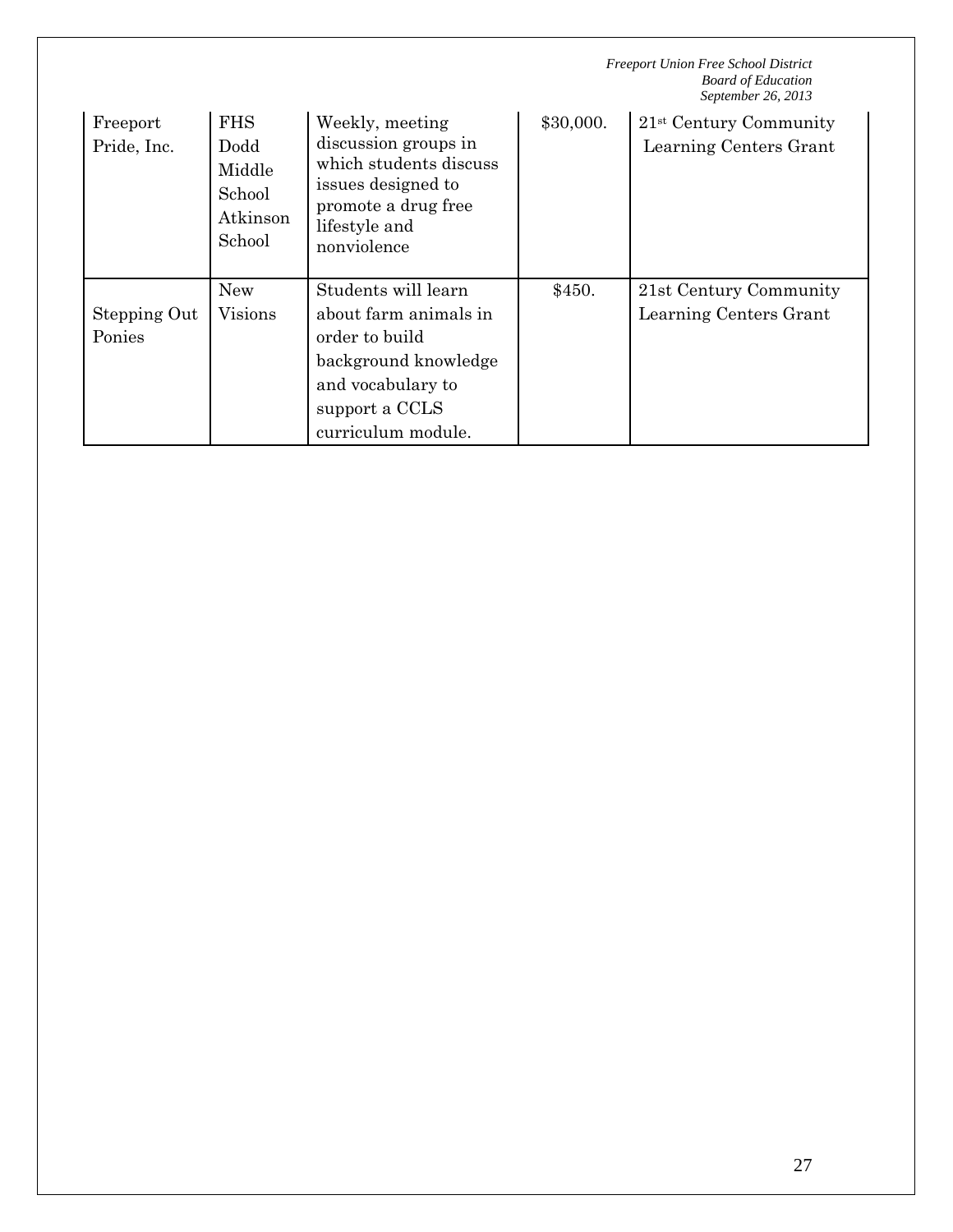| | | | | |
|---|---|---|---|---|
| Freeport Pride, Inc. | FHS Dodd Middle School Atkinson School | Weekly, meeting discussion groups in which students discuss issues designed to promote a drug free lifestyle and nonviolence | $30,000. | 21st Century Community Learning Centers Grant |
| Stepping Out Ponies | New Visions | Students will learn about farm animals in order to build background knowledge and vocabulary to support a CCLS curriculum module. | $450. | 21st Century Community Learning Centers Grant |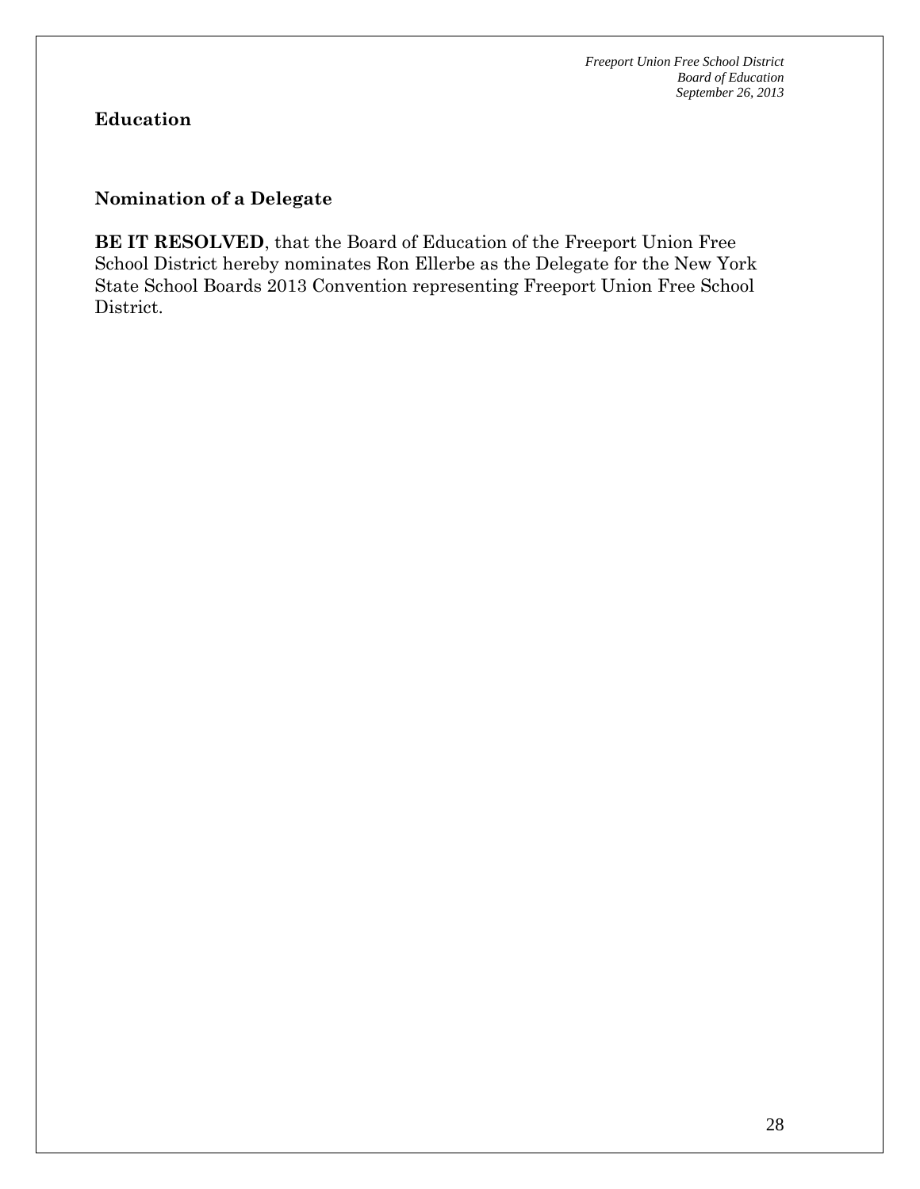## Education

### Nomination of a Delegate

**BE IT RESOLVED**, that the Board of Education of the Freeport Union Free School District hereby nominates Ron Ellerbe as the Delegate for the New York State School Boards 2013 Convention representing Freeport Union Free School District.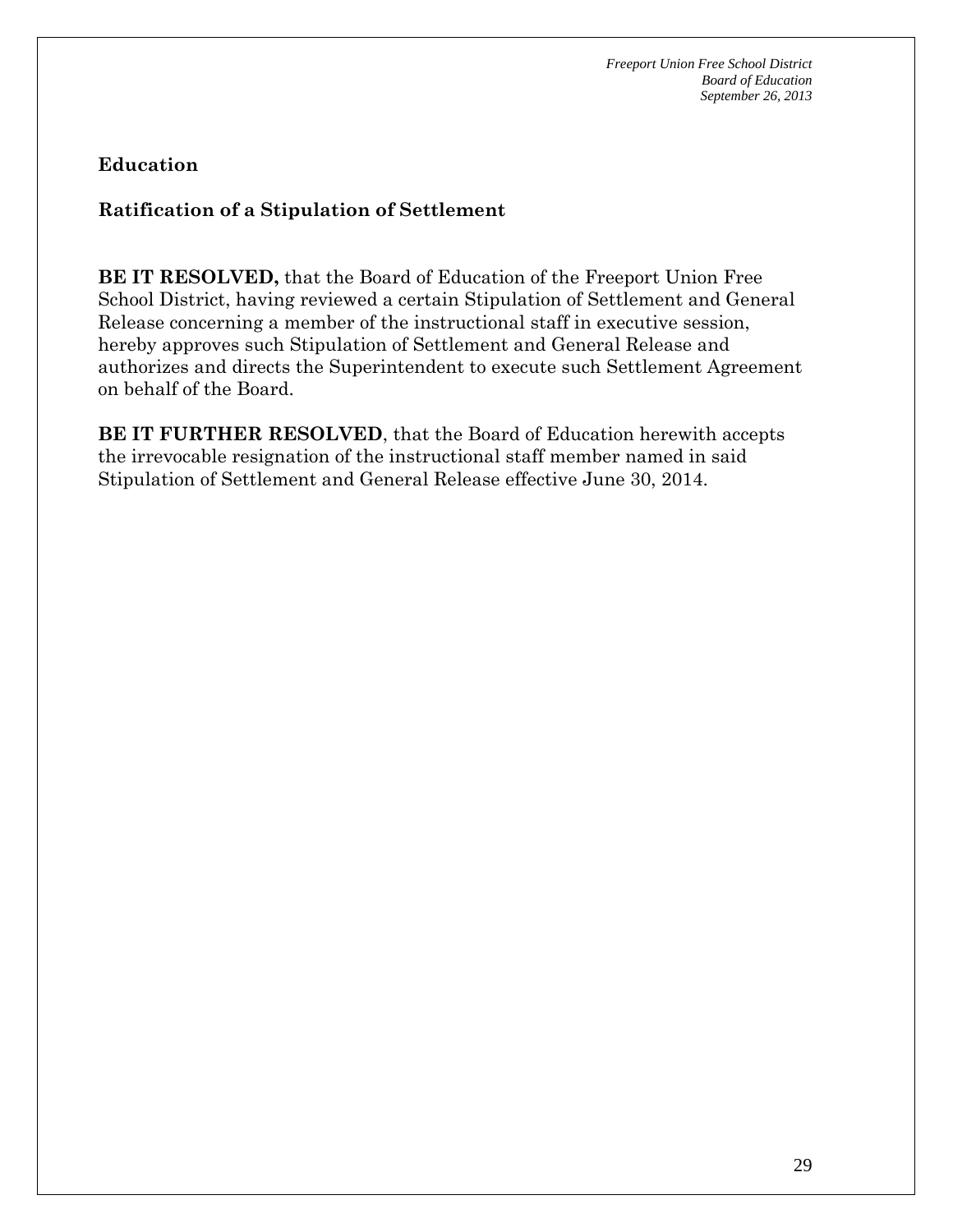## Education

### Ratification of a Stipulation of Settlement

**BE IT RESOLVED,** that the Board of Education of the Freeport Union Free School District, having reviewed a certain Stipulation of Settlement and General Release concerning a member of the instructional staff in executive session, hereby approves such Stipulation of Settlement and General Release and authorizes and directs the Superintendent to execute such Settlement Agreement on behalf of the Board.

**BE IT FURTHER RESOLVED**, that the Board of Education herewith accepts the irrevocable resignation of the instructional staff member named in said Stipulation of Settlement and General Release effective June 30, 2014.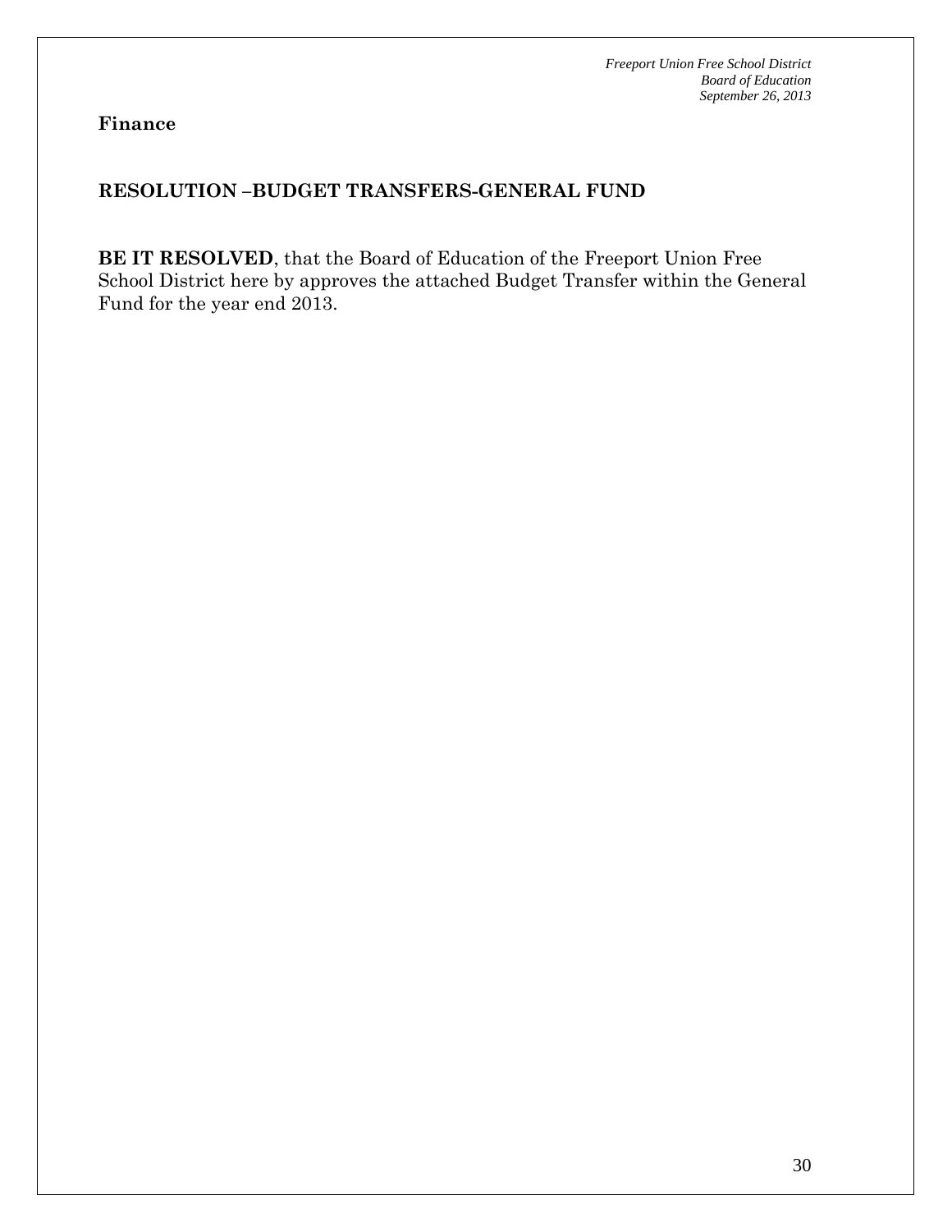**Finance**

**RESOLUTION –BUDGET TRANSFERS-GENERAL FUND**

**BE IT RESOLVED**, that the Board of Education of the Freeport Union Free School District here by approves the attached Budget Transfer within the General Fund for the year end 2013.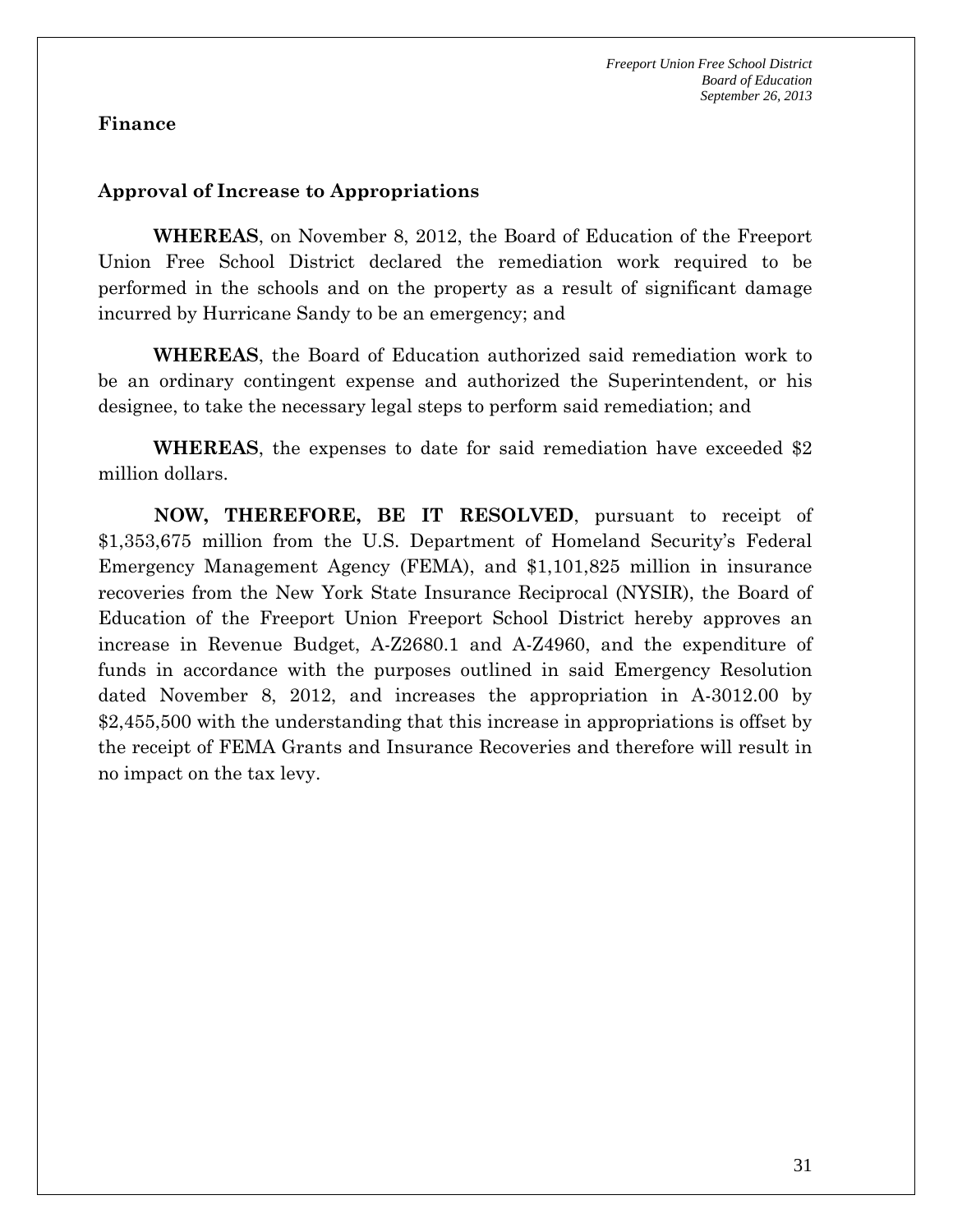## Finance

### Approval of Increase to Appropriations

**WHEREAS**, on November 8, 2012, the Board of Education of the Freeport Union Free School District declared the remediation work required to be performed in the schools and on the property as a result of significant damage incurred by Hurricane Sandy to be an emergency; and

**WHEREAS**, the Board of Education authorized said remediation work to be an ordinary contingent expense and authorized the Superintendent, or his designee, to take the necessary legal steps to perform said remediation; and

**WHEREAS**, the expenses to date for said remediation have exceeded $2 million dollars.

**NOW, THEREFORE, BE IT RESOLVED**, pursuant to receipt of $1,353,675 million from the U.S. Department of Homeland Security's Federal Emergency Management Agency (FEMA), and $1,101,825 million in insurance recoveries from the New York State Insurance Reciprocal (NYSIR), the Board of Education of the Freeport Union Freeport School District hereby approves an increase in Revenue Budget, A-Z2680.1 and A-Z4960, and the expenditure of funds in accordance with the purposes outlined in said Emergency Resolution dated November 8, 2012, and increases the appropriation in A-3012.00 by $2,455,500 with the understanding that this increase in appropriations is offset by the receipt of FEMA Grants and Insurance Recoveries and therefore will result in no impact on the tax levy.